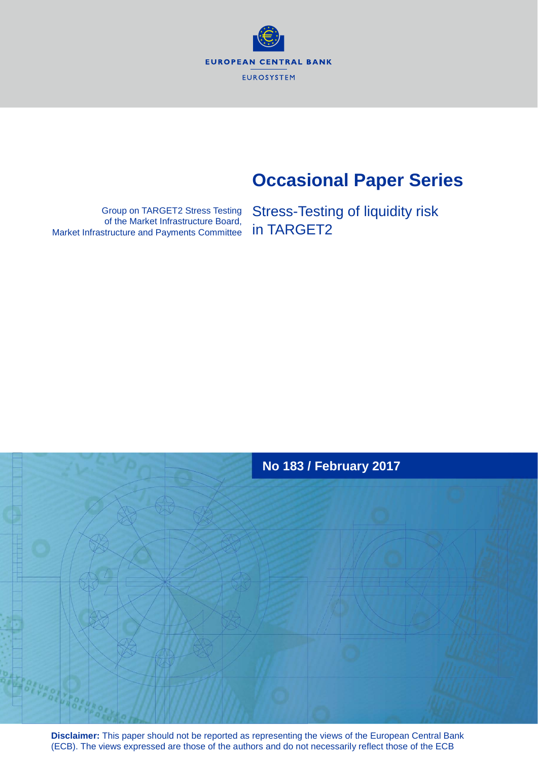EUROPEAN CENTRAL BANK

EUROSYSTEM

# Occasional Paper Series

Group on TARGET2 Stress Testing of the Market Infrastructure Board, Market Infrastructure and Payments Committee

## Stress-Testing of liquidity risk in TARGET2

**No 183 / February 2017**

**Disclaimer:** This paper should not be reported as representing the views of the European Central Bank (ECB). The views expressed are those of the authors and do not necessarily reflect those of the ECB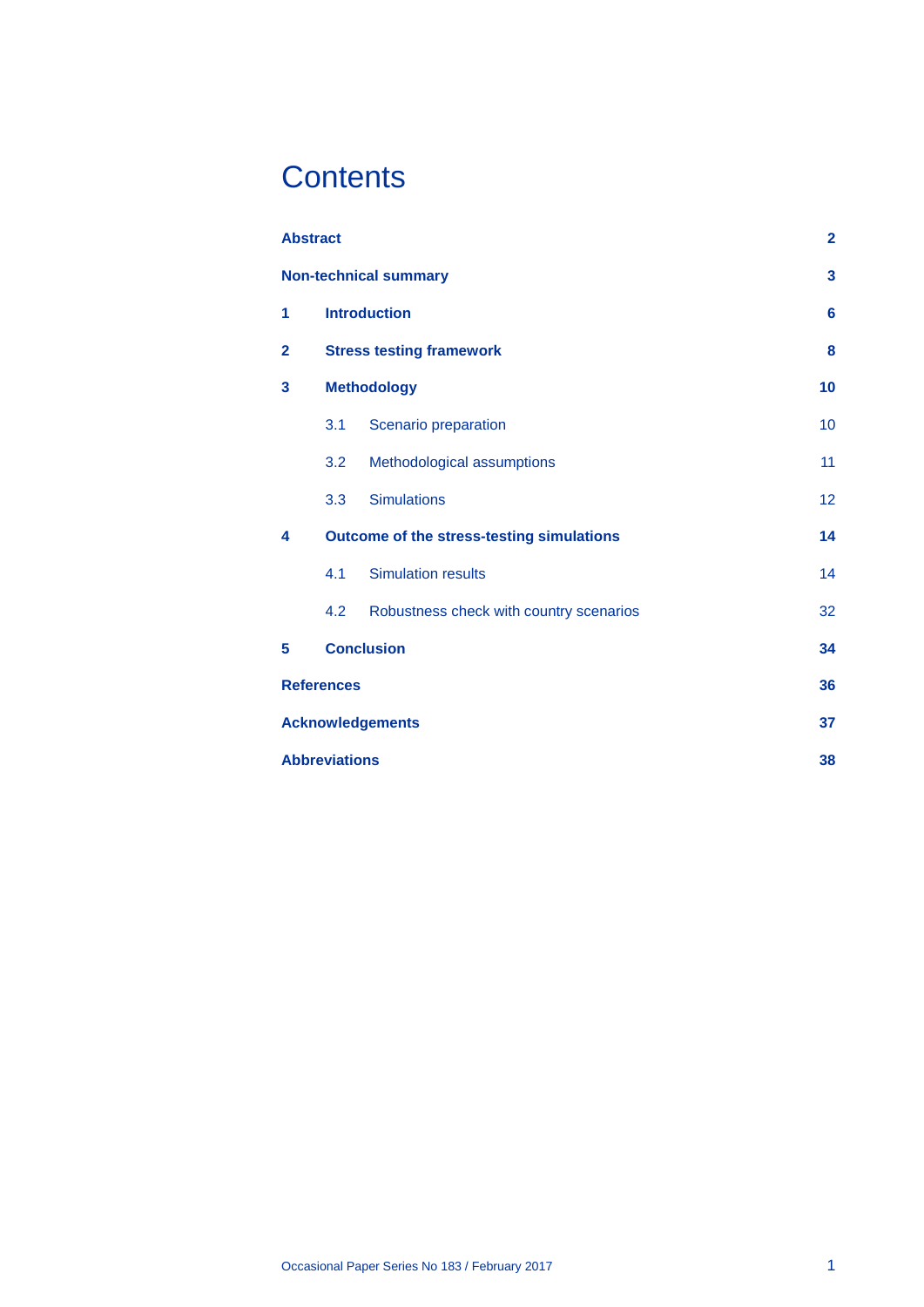# Contents

| | | |
|---|---|---|
| **Abstract** | | **2** |
| **Non-technical summary** | | **3** |
| **1** | **Introduction** | **6** |
| **2** | **Stress testing framework** | **8** |
| **3** | **Methodology** | **10** |
| | 3.1 Scenario preparation | 10 |
| | 3.2 Methodological assumptions | 11 |
| | 3.3 Simulations | 12 |
| **4** | **Outcome of the stress-testing simulations** | **14** |
| | 4.1 Simulation results | 14 |
| | 4.2 Robustness check with country scenarios | 32 |
| **5** | **Conclusion** | **34** |
| **References** | | **36** |
| **Acknowledgements** | | **37** |
| **Abbreviations** | | **38** |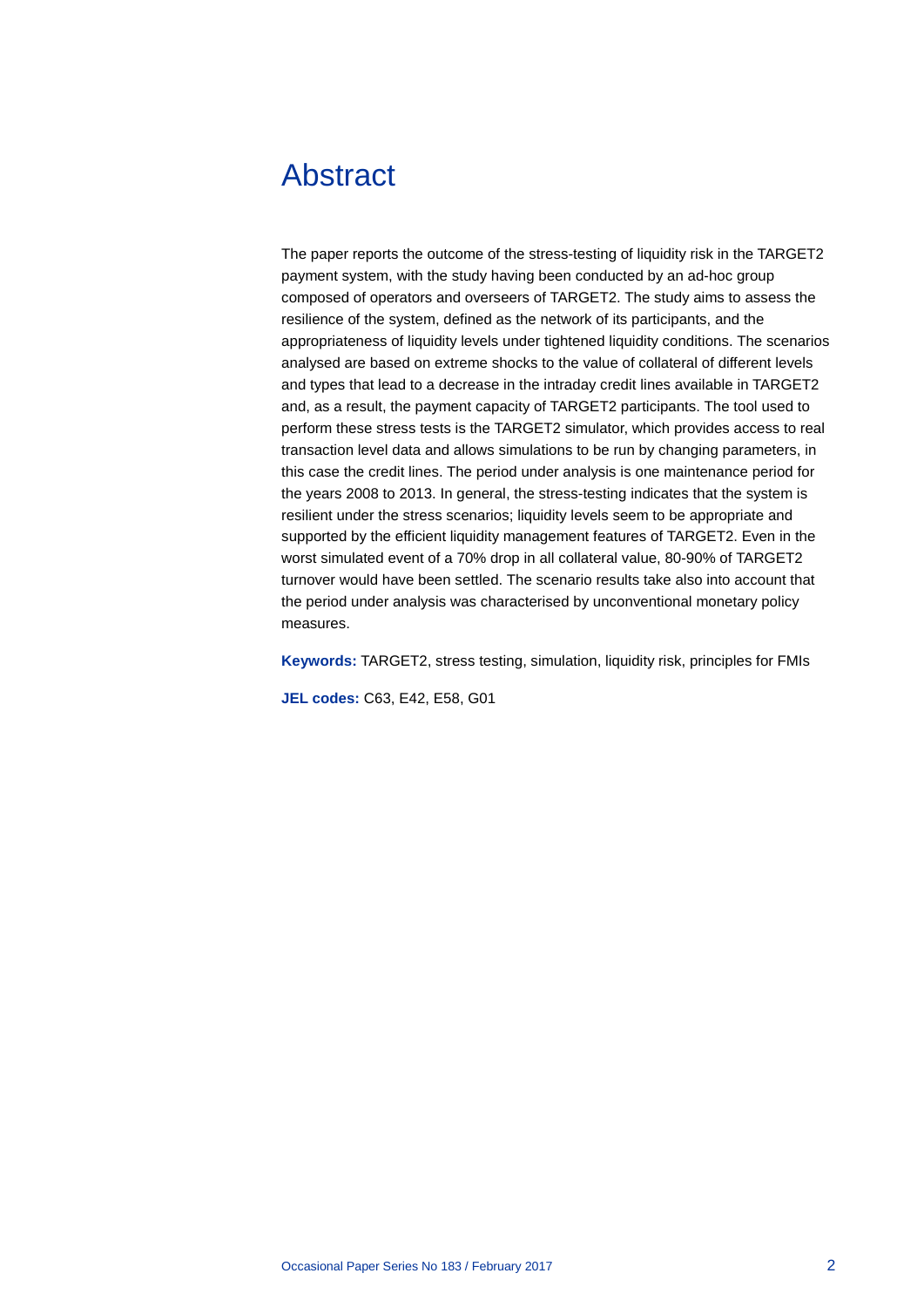# Abstract

The paper reports the outcome of the stress-testing of liquidity risk in the TARGET2 payment system, with the study having been conducted by an ad-hoc group composed of operators and overseers of TARGET2. The study aims to assess the resilience of the system, defined as the network of its participants, and the appropriateness of liquidity levels under tightened liquidity conditions. The scenarios analysed are based on extreme shocks to the value of collateral of different levels and types that lead to a decrease in the intraday credit lines available in TARGET2 and, as a result, the payment capacity of TARGET2 participants. The tool used to perform these stress tests is the TARGET2 simulator, which provides access to real transaction level data and allows simulations to be run by changing parameters, in this case the credit lines. The period under analysis is one maintenance period for the years 2008 to 2013. In general, the stress-testing indicates that the system is resilient under the stress scenarios; liquidity levels seem to be appropriate and supported by the efficient liquidity management features of TARGET2. Even in the worst simulated event of a 70% drop in all collateral value, 80-90% of TARGET2 turnover would have been settled. The scenario results take also into account that the period under analysis was characterised by unconventional monetary policy measures.

**Keywords:** TARGET2, stress testing, simulation, liquidity risk, principles for FMIs

**JEL codes:** C63, E42, E58, G01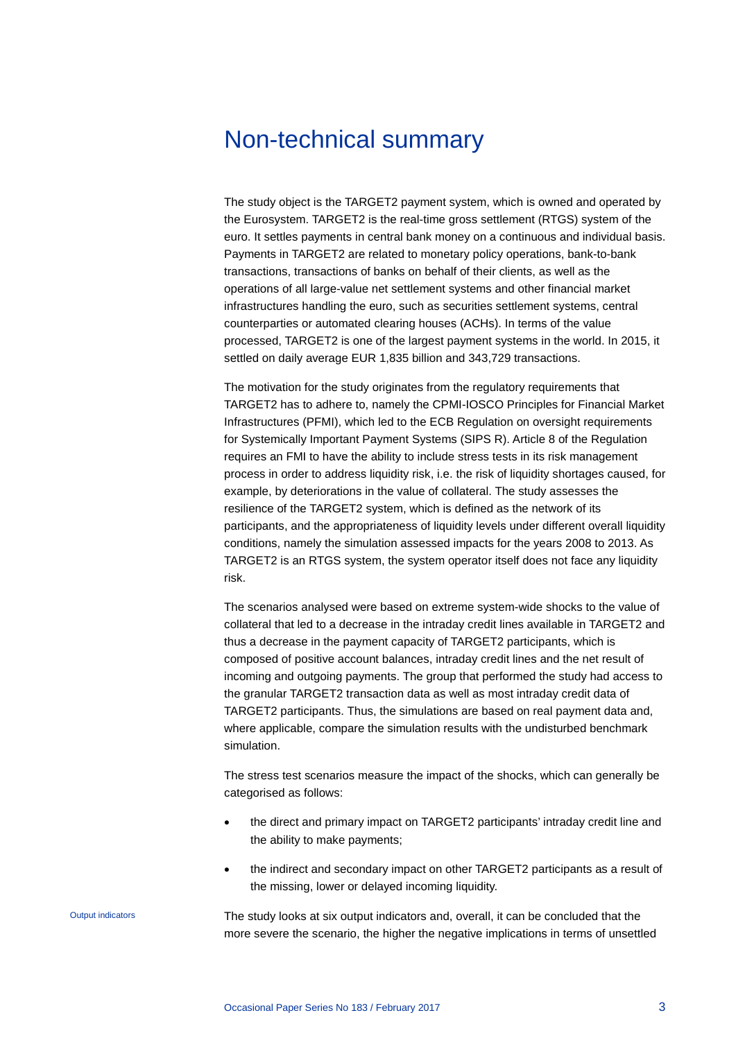# Non-technical summary

The study object is the TARGET2 payment system, which is owned and operated by the Eurosystem. TARGET2 is the real-time gross settlement (RTGS) system of the euro. It settles payments in central bank money on a continuous and individual basis. Payments in TARGET2 are related to monetary policy operations, bank-to-bank transactions, transactions of banks on behalf of their clients, as well as the operations of all large-value net settlement systems and other financial market infrastructures handling the euro, such as securities settlement systems, central counterparties or automated clearing houses (ACHs). In terms of the value processed, TARGET2 is one of the largest payment systems in the world. In 2015, it settled on daily average EUR 1,835 billion and 343,729 transactions.

The motivation for the study originates from the regulatory requirements that TARGET2 has to adhere to, namely the CPMI-IOSCO Principles for Financial Market Infrastructures (PFMI), which led to the ECB Regulation on oversight requirements for Systemically Important Payment Systems (SIPS R). Article 8 of the Regulation requires an FMI to have the ability to include stress tests in its risk management process in order to address liquidity risk, i.e. the risk of liquidity shortages caused, for example, by deteriorations in the value of collateral. The study assesses the resilience of the TARGET2 system, which is defined as the network of its participants, and the appropriateness of liquidity levels under different overall liquidity conditions, namely the simulation assessed impacts for the years 2008 to 2013. As TARGET2 is an RTGS system, the system operator itself does not face any liquidity risk.

The scenarios analysed were based on extreme system-wide shocks to the value of collateral that led to a decrease in the intraday credit lines available in TARGET2 and thus a decrease in the payment capacity of TARGET2 participants, which is composed of positive account balances, intraday credit lines and the net result of incoming and outgoing payments. The group that performed the study had access to the granular TARGET2 transaction data as well as most intraday credit data of TARGET2 participants. Thus, the simulations are based on real payment data and, where applicable, compare the simulation results with the undisturbed benchmark simulation.

The stress test scenarios measure the impact of the shocks, which can generally be categorised as follows:

- the direct and primary impact on TARGET2 participants' intraday credit line and the ability to make payments;
- the indirect and secondary impact on other TARGET2 participants as a result of the missing, lower or delayed incoming liquidity.

Output indicators

The study looks at six output indicators and, overall, it can be concluded that the more severe the scenario, the higher the negative implications in terms of unsettled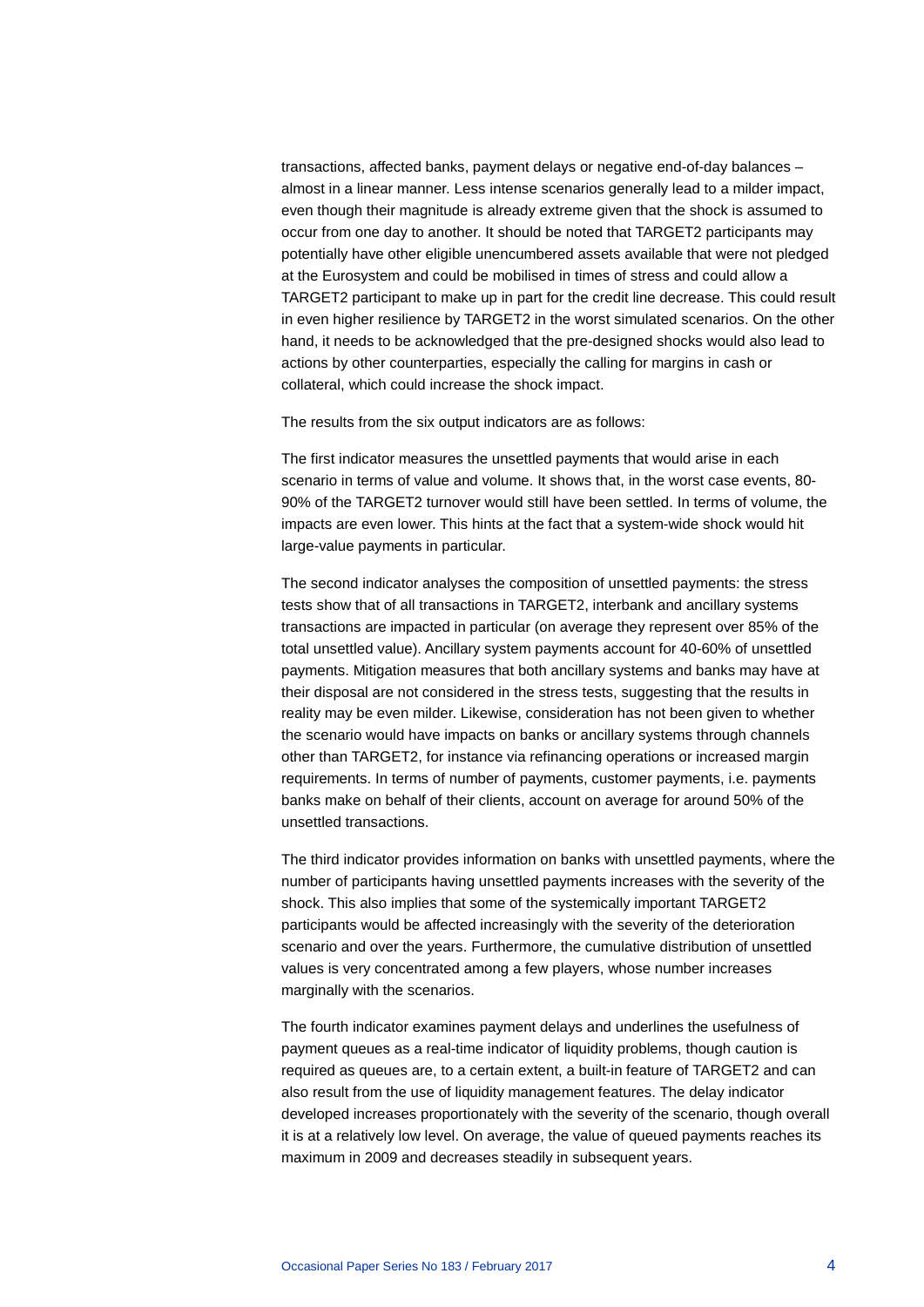transactions, affected banks, payment delays or negative end-of-day balances – almost in a linear manner. Less intense scenarios generally lead to a milder impact, even though their magnitude is already extreme given that the shock is assumed to occur from one day to another. It should be noted that TARGET2 participants may potentially have other eligible unencumbered assets available that were not pledged at the Eurosystem and could be mobilised in times of stress and could allow a TARGET2 participant to make up in part for the credit line decrease. This could result in even higher resilience by TARGET2 in the worst simulated scenarios. On the other hand, it needs to be acknowledged that the pre-designed shocks would also lead to actions by other counterparties, especially the calling for margins in cash or collateral, which could increase the shock impact.

The results from the six output indicators are as follows:

The first indicator measures the unsettled payments that would arise in each scenario in terms of value and volume. It shows that, in the worst case events, 80-90% of the TARGET2 turnover would still have been settled. In terms of volume, the impacts are even lower. This hints at the fact that a system-wide shock would hit large-value payments in particular.

The second indicator analyses the composition of unsettled payments: the stress tests show that of all transactions in TARGET2, interbank and ancillary systems transactions are impacted in particular (on average they represent over 85% of the total unsettled value). Ancillary system payments account for 40-60% of unsettled payments. Mitigation measures that both ancillary systems and banks may have at their disposal are not considered in the stress tests, suggesting that the results in reality may be even milder. Likewise, consideration has not been given to whether the scenario would have impacts on banks or ancillary systems through channels other than TARGET2, for instance via refinancing operations or increased margin requirements. In terms of number of payments, customer payments, i.e. payments banks make on behalf of their clients, account on average for around 50% of the unsettled transactions.

The third indicator provides information on banks with unsettled payments, where the number of participants having unsettled payments increases with the severity of the shock. This also implies that some of the systemically important TARGET2 participants would be affected increasingly with the severity of the deterioration scenario and over the years. Furthermore, the cumulative distribution of unsettled values is very concentrated among a few players, whose number increases marginally with the scenarios.

The fourth indicator examines payment delays and underlines the usefulness of payment queues as a real-time indicator of liquidity problems, though caution is required as queues are, to a certain extent, a built-in feature of TARGET2 and can also result from the use of liquidity management features. The delay indicator developed increases proportionately with the severity of the scenario, though overall it is at a relatively low level. On average, the value of queued payments reaches its maximum in 2009 and decreases steadily in subsequent years.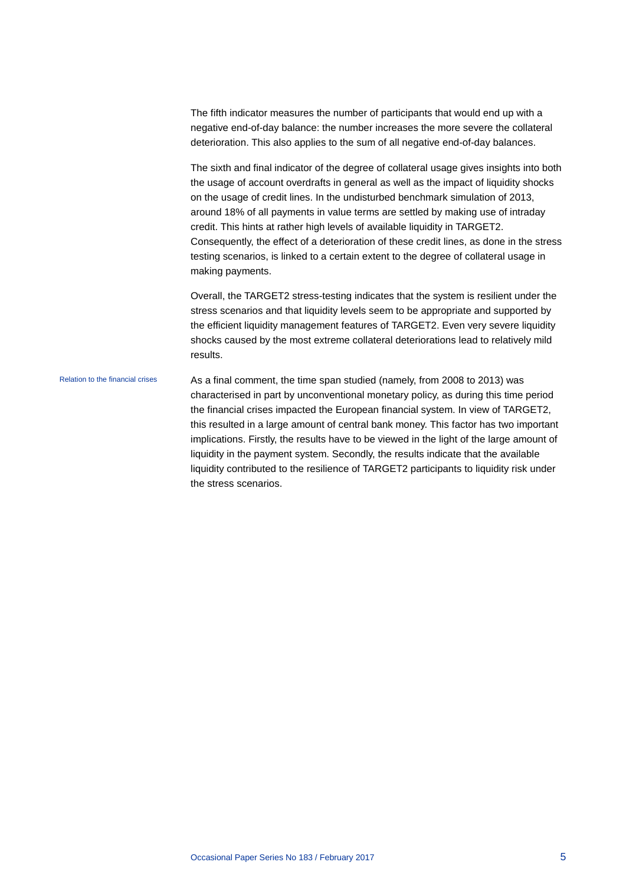The fifth indicator measures the number of participants that would end up with a negative end-of-day balance: the number increases the more severe the collateral deterioration. This also applies to the sum of all negative end-of-day balances.

The sixth and final indicator of the degree of collateral usage gives insights into both the usage of account overdrafts in general as well as the impact of liquidity shocks on the usage of credit lines. In the undisturbed benchmark simulation of 2013, around 18% of all payments in value terms are settled by making use of intraday credit. This hints at rather high levels of available liquidity in TARGET2. Consequently, the effect of a deterioration of these credit lines, as done in the stress testing scenarios, is linked to a certain extent to the degree of collateral usage in making payments.

Overall, the TARGET2 stress-testing indicates that the system is resilient under the stress scenarios and that liquidity levels seem to be appropriate and supported by the efficient liquidity management features of TARGET2. Even very severe liquidity shocks caused by the most extreme collateral deteriorations lead to relatively mild results.

*Relation to the financial crises*

As a final comment, the time span studied (namely, from 2008 to 2013) was characterised in part by unconventional monetary policy, as during this time period the financial crises impacted the European financial system. In view of TARGET2, this resulted in a large amount of central bank money. This factor has two important implications. Firstly, the results have to be viewed in the light of the large amount of liquidity in the payment system. Secondly, the results indicate that the available liquidity contributed to the resilience of TARGET2 participants to liquidity risk under the stress scenarios.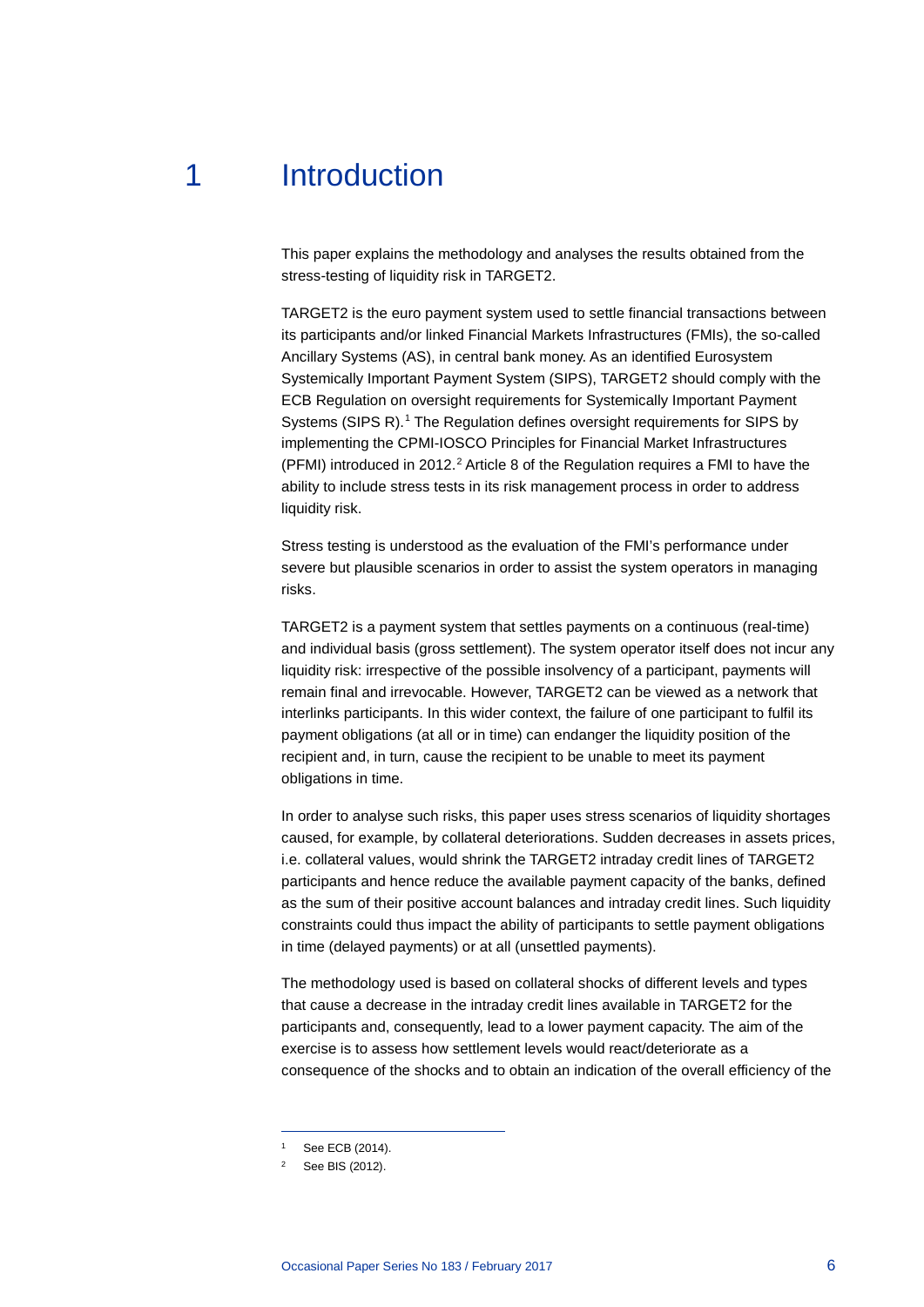# 1 Introduction

This paper explains the methodology and analyses the results obtained from the stress-testing of liquidity risk in TARGET2.

TARGET2 is the euro payment system used to settle financial transactions between its participants and/or linked Financial Markets Infrastructures (FMIs), the so-called Ancillary Systems (AS), in central bank money. As an identified Eurosystem Systemically Important Payment System (SIPS), TARGET2 should comply with the ECB Regulation on oversight requirements for Systemically Important Payment Systems (SIPS R).[1] The Regulation defines oversight requirements for SIPS by implementing the CPMI-IOSCO Principles for Financial Market Infrastructures (PFMI) introduced in 2012.[2] Article 8 of the Regulation requires a FMI to have the ability to include stress tests in its risk management process in order to address liquidity risk.

Stress testing is understood as the evaluation of the FMI's performance under severe but plausible scenarios in order to assist the system operators in managing risks.

TARGET2 is a payment system that settles payments on a continuous (real-time) and individual basis (gross settlement). The system operator itself does not incur any liquidity risk: irrespective of the possible insolvency of a participant, payments will remain final and irrevocable. However, TARGET2 can be viewed as a network that interlinks participants. In this wider context, the failure of one participant to fulfil its payment obligations (at all or in time) can endanger the liquidity position of the recipient and, in turn, cause the recipient to be unable to meet its payment obligations in time.

In order to analyse such risks, this paper uses stress scenarios of liquidity shortages caused, for example, by collateral deteriorations. Sudden decreases in assets prices, i.e. collateral values, would shrink the TARGET2 intraday credit lines of TARGET2 participants and hence reduce the available payment capacity of the banks, defined as the sum of their positive account balances and intraday credit lines. Such liquidity constraints could thus impact the ability of participants to settle payment obligations in time (delayed payments) or at all (unsettled payments).

The methodology used is based on collateral shocks of different levels and types that cause a decrease in the intraday credit lines available in TARGET2 for the participants and, consequently, lead to a lower payment capacity. The aim of the exercise is to assess how settlement levels would react/deteriorate as a consequence of the shocks and to obtain an indication of the overall efficiency of the

---

[1] See ECB (2014).

[2] See BIS (2012).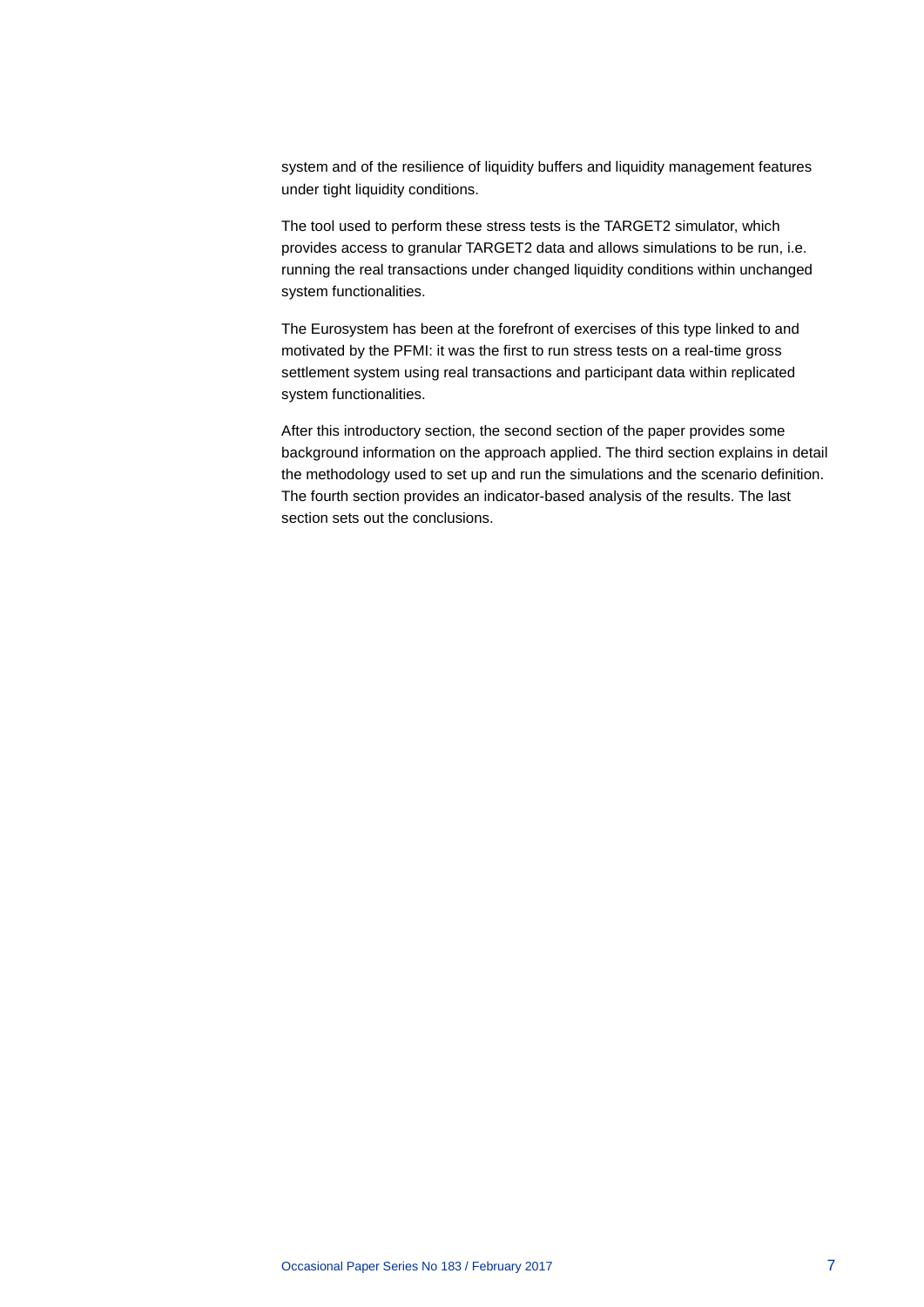system and of the resilience of liquidity buffers and liquidity management features under tight liquidity conditions.

The tool used to perform these stress tests is the TARGET2 simulator, which provides access to granular TARGET2 data and allows simulations to be run, i.e. running the real transactions under changed liquidity conditions within unchanged system functionalities.

The Eurosystem has been at the forefront of exercises of this type linked to and motivated by the PFMI: it was the first to run stress tests on a real-time gross settlement system using real transactions and participant data within replicated system functionalities.

After this introductory section, the second section of the paper provides some background information on the approach applied. The third section explains in detail the methodology used to set up and run the simulations and the scenario definition. The fourth section provides an indicator-based analysis of the results. The last section sets out the conclusions.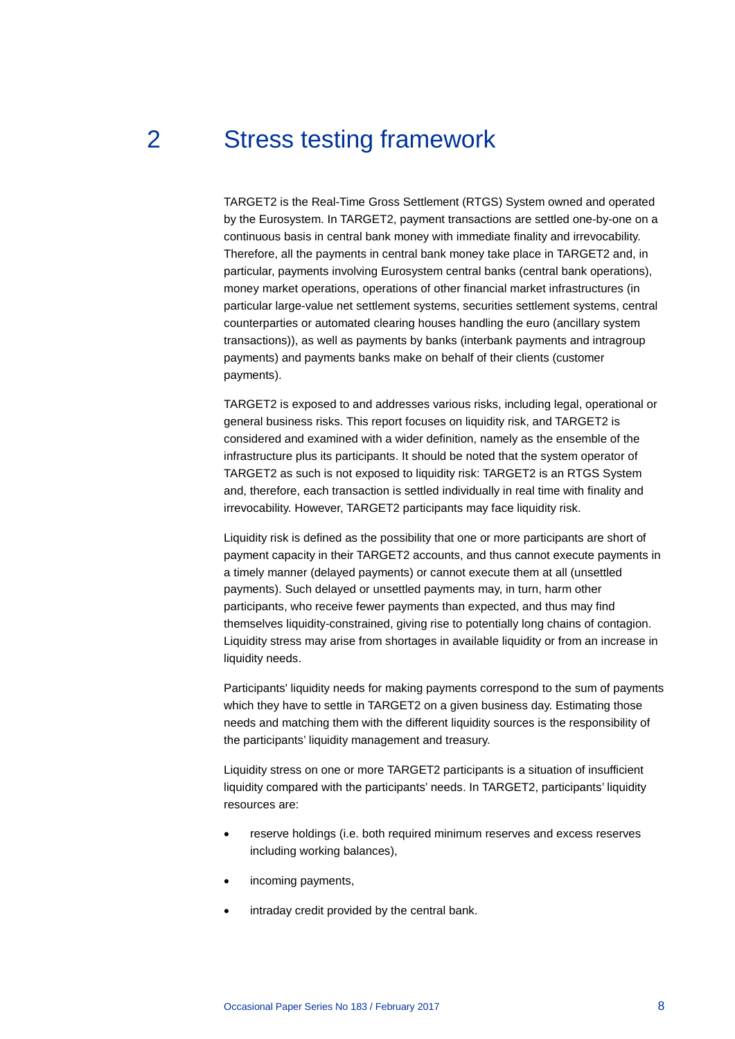# 2 Stress testing framework

TARGET2 is the Real-Time Gross Settlement (RTGS) System owned and operated by the Eurosystem. In TARGET2, payment transactions are settled one-by-one on a continuous basis in central bank money with immediate finality and irrevocability. Therefore, all the payments in central bank money take place in TARGET2 and, in particular, payments involving Eurosystem central banks (central bank operations), money market operations, operations of other financial market infrastructures (in particular large-value net settlement systems, securities settlement systems, central counterparties or automated clearing houses handling the euro (ancillary system transactions)), as well as payments by banks (interbank payments and intragroup payments) and payments banks make on behalf of their clients (customer payments).

TARGET2 is exposed to and addresses various risks, including legal, operational or general business risks. This report focuses on liquidity risk, and TARGET2 is considered and examined with a wider definition, namely as the ensemble of the infrastructure plus its participants. It should be noted that the system operator of TARGET2 as such is not exposed to liquidity risk: TARGET2 is an RTGS System and, therefore, each transaction is settled individually in real time with finality and irrevocability. However, TARGET2 participants may face liquidity risk.

Liquidity risk is defined as the possibility that one or more participants are short of payment capacity in their TARGET2 accounts, and thus cannot execute payments in a timely manner (delayed payments) or cannot execute them at all (unsettled payments). Such delayed or unsettled payments may, in turn, harm other participants, who receive fewer payments than expected, and thus may find themselves liquidity-constrained, giving rise to potentially long chains of contagion. Liquidity stress may arise from shortages in available liquidity or from an increase in liquidity needs.

Participants' liquidity needs for making payments correspond to the sum of payments which they have to settle in TARGET2 on a given business day. Estimating those needs and matching them with the different liquidity sources is the responsibility of the participants' liquidity management and treasury.

Liquidity stress on one or more TARGET2 participants is a situation of insufficient liquidity compared with the participants' needs. In TARGET2, participants' liquidity resources are:

- reserve holdings (i.e. both required minimum reserves and excess reserves including working balances),
- incoming payments,
- intraday credit provided by the central bank.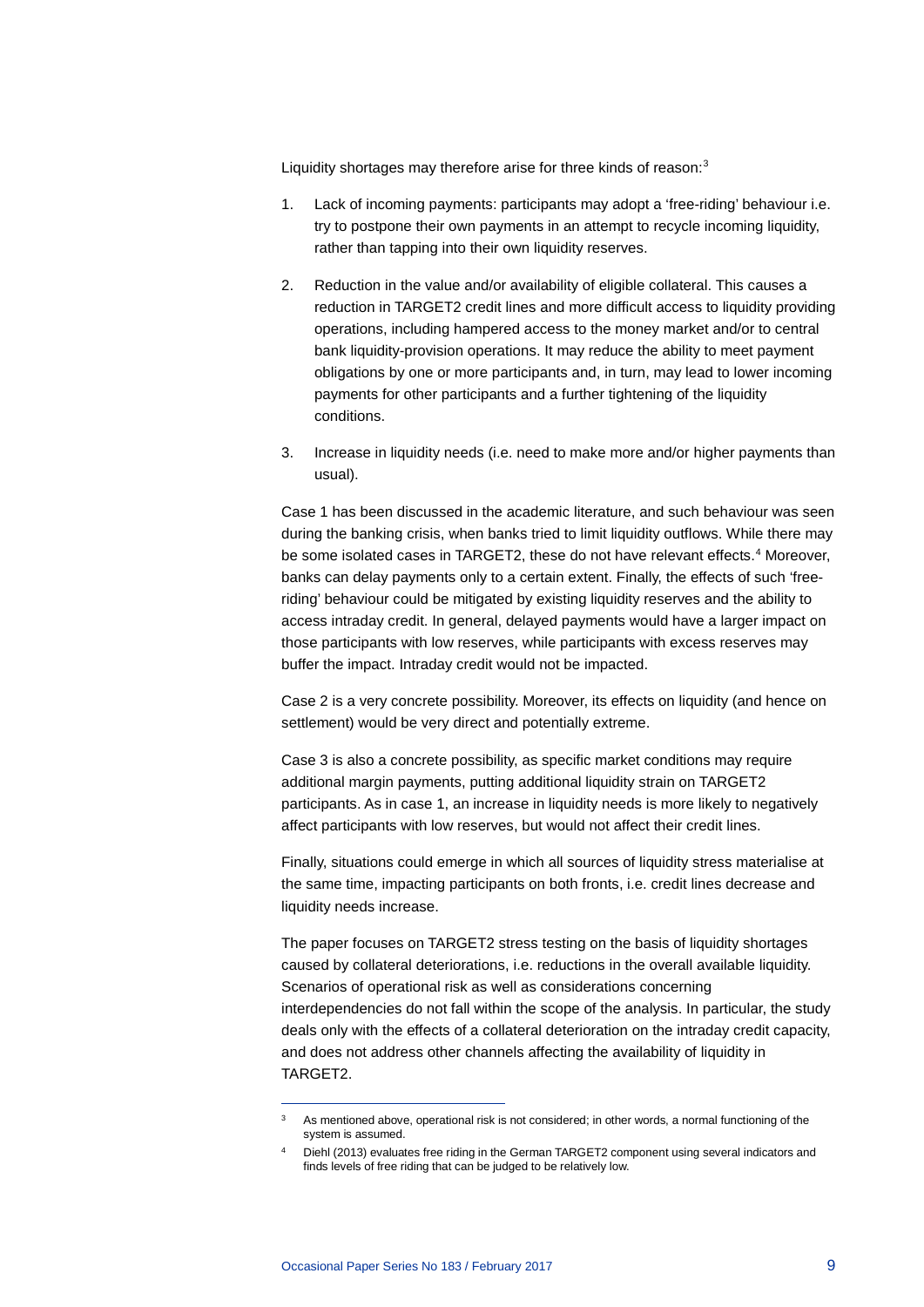Liquidity shortages may therefore arise for three kinds of reason:[3]

1. Lack of incoming payments: participants may adopt a 'free-riding' behaviour i.e. try to postpone their own payments in an attempt to recycle incoming liquidity, rather than tapping into their own liquidity reserves.

2. Reduction in the value and/or availability of eligible collateral. This causes a reduction in TARGET2 credit lines and more difficult access to liquidity providing operations, including hampered access to the money market and/or to central bank liquidity-provision operations. It may reduce the ability to meet payment obligations by one or more participants and, in turn, may lead to lower incoming payments for other participants and a further tightening of the liquidity conditions.

3. Increase in liquidity needs (i.e. need to make more and/or higher payments than usual).

Case 1 has been discussed in the academic literature, and such behaviour was seen during the banking crisis, when banks tried to limit liquidity outflows. While there may be some isolated cases in TARGET2, these do not have relevant effects.[4] Moreover, banks can delay payments only to a certain extent. Finally, the effects of such 'free-riding' behaviour could be mitigated by existing liquidity reserves and the ability to access intraday credit. In general, delayed payments would have a larger impact on those participants with low reserves, while participants with excess reserves may buffer the impact. Intraday credit would not be impacted.

Case 2 is a very concrete possibility. Moreover, its effects on liquidity (and hence on settlement) would be very direct and potentially extreme.

Case 3 is also a concrete possibility, as specific market conditions may require additional margin payments, putting additional liquidity strain on TARGET2 participants. As in case 1, an increase in liquidity needs is more likely to negatively affect participants with low reserves, but would not affect their credit lines.

Finally, situations could emerge in which all sources of liquidity stress materialise at the same time, impacting participants on both fronts, i.e. credit lines decrease and liquidity needs increase.

The paper focuses on TARGET2 stress testing on the basis of liquidity shortages caused by collateral deteriorations, i.e. reductions in the overall available liquidity. Scenarios of operational risk as well as considerations concerning interdependencies do not fall within the scope of the analysis. In particular, the study deals only with the effects of a collateral deterioration on the intraday credit capacity, and does not address other channels affecting the availability of liquidity in TARGET2.

---

[3] As mentioned above, operational risk is not considered; in other words, a normal functioning of the system is assumed.

[4] Diehl (2013) evaluates free riding in the German TARGET2 component using several indicators and finds levels of free riding that can be judged to be relatively low.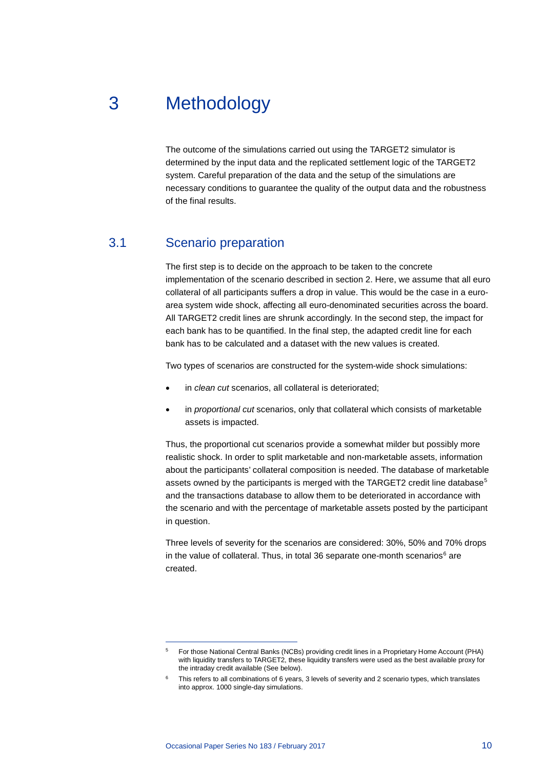# 3 Methodology

The outcome of the simulations carried out using the TARGET2 simulator is determined by the input data and the replicated settlement logic of the TARGET2 system. Careful preparation of the data and the setup of the simulations are necessary conditions to guarantee the quality of the output data and the robustness of the final results.

## 3.1 Scenario preparation

The first step is to decide on the approach to be taken to the concrete implementation of the scenario described in section 2. Here, we assume that all euro collateral of all participants suffers a drop in value. This would be the case in a euro-area system wide shock, affecting all euro-denominated securities across the board. All TARGET2 credit lines are shrunk accordingly. In the second step, the impact for each bank has to be quantified. In the final step, the adapted credit line for each bank has to be calculated and a dataset with the new values is created.

Two types of scenarios are constructed for the system-wide shock simulations:

- in *clean cut* scenarios, all collateral is deteriorated;
- in *proportional cut* scenarios, only that collateral which consists of marketable assets is impacted.

Thus, the proportional cut scenarios provide a somewhat milder but possibly more realistic shock. In order to split marketable and non-marketable assets, information about the participants' collateral composition is needed. The database of marketable assets owned by the participants is merged with the TARGET2 credit line database[5] and the transactions database to allow them to be deteriorated in accordance with the scenario and with the percentage of marketable assets posted by the participant in question.

Three levels of severity for the scenarios are considered: 30%, 50% and 70% drops in the value of collateral. Thus, in total 36 separate one-month scenarios[6] are created.

---

[5] For those National Central Banks (NCBs) providing credit lines in a Proprietary Home Account (PHA) with liquidity transfers to TARGET2, these liquidity transfers were used as the best available proxy for the intraday credit available (See below).

[6] This refers to all combinations of 6 years, 3 levels of severity and 2 scenario types, which translates into approx. 1000 single-day simulations.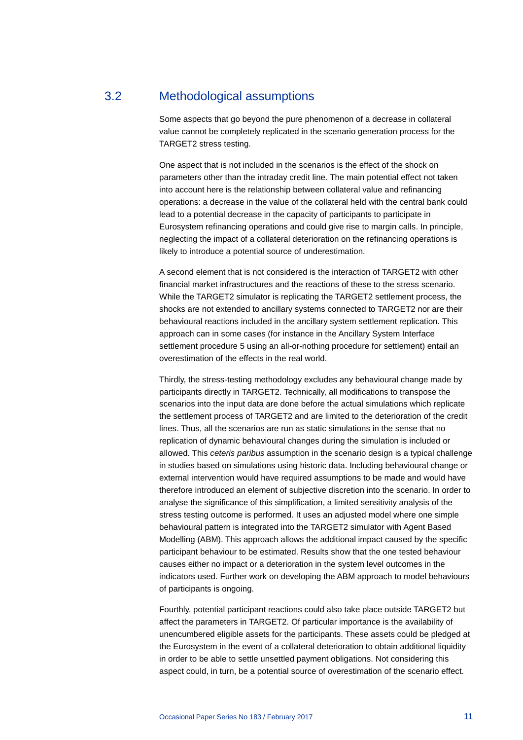## 3.2 Methodological assumptions

Some aspects that go beyond the pure phenomenon of a decrease in collateral value cannot be completely replicated in the scenario generation process for the TARGET2 stress testing.

One aspect that is not included in the scenarios is the effect of the shock on parameters other than the intraday credit line. The main potential effect not taken into account here is the relationship between collateral value and refinancing operations: a decrease in the value of the collateral held with the central bank could lead to a potential decrease in the capacity of participants to participate in Eurosystem refinancing operations and could give rise to margin calls. In principle, neglecting the impact of a collateral deterioration on the refinancing operations is likely to introduce a potential source of underestimation.

A second element that is not considered is the interaction of TARGET2 with other financial market infrastructures and the reactions of these to the stress scenario. While the TARGET2 simulator is replicating the TARGET2 settlement process, the shocks are not extended to ancillary systems connected to TARGET2 nor are their behavioural reactions included in the ancillary system settlement replication. This approach can in some cases (for instance in the Ancillary System Interface settlement procedure 5 using an all-or-nothing procedure for settlement) entail an overestimation of the effects in the real world.

Thirdly, the stress-testing methodology excludes any behavioural change made by participants directly in TARGET2. Technically, all modifications to transpose the scenarios into the input data are done before the actual simulations which replicate the settlement process of TARGET2 and are limited to the deterioration of the credit lines. Thus, all the scenarios are run as static simulations in the sense that no replication of dynamic behavioural changes during the simulation is included or allowed. This *ceteris paribus* assumption in the scenario design is a typical challenge in studies based on simulations using historic data. Including behavioural change or external intervention would have required assumptions to be made and would have therefore introduced an element of subjective discretion into the scenario. In order to analyse the significance of this simplification, a limited sensitivity analysis of the stress testing outcome is performed. It uses an adjusted model where one simple behavioural pattern is integrated into the TARGET2 simulator with Agent Based Modelling (ABM). This approach allows the additional impact caused by the specific participant behaviour to be estimated. Results show that the one tested behaviour causes either no impact or a deterioration in the system level outcomes in the indicators used. Further work on developing the ABM approach to model behaviours of participants is ongoing.

Fourthly, potential participant reactions could also take place outside TARGET2 but affect the parameters in TARGET2. Of particular importance is the availability of unencumbered eligible assets for the participants. These assets could be pledged at the Eurosystem in the event of a collateral deterioration to obtain additional liquidity in order to be able to settle unsettled payment obligations. Not considering this aspect could, in turn, be a potential source of overestimation of the scenario effect.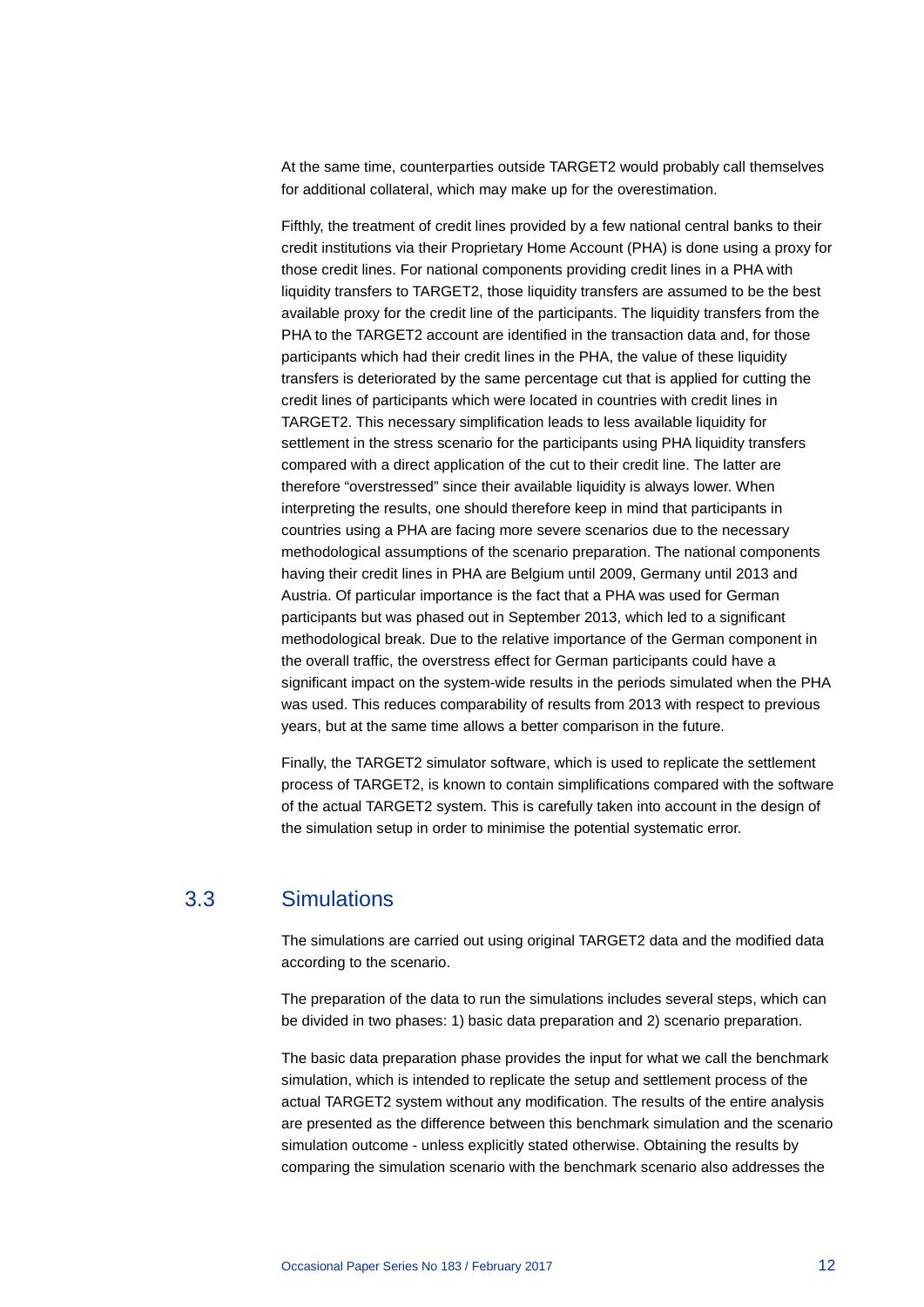At the same time, counterparties outside TARGET2 would probably call themselves for additional collateral, which may make up for the overestimation.

Fifthly, the treatment of credit lines provided by a few national central banks to their credit institutions via their Proprietary Home Account (PHA) is done using a proxy for those credit lines. For national components providing credit lines in a PHA with liquidity transfers to TARGET2, those liquidity transfers are assumed to be the best available proxy for the credit line of the participants. The liquidity transfers from the PHA to the TARGET2 account are identified in the transaction data and, for those participants which had their credit lines in the PHA, the value of these liquidity transfers is deteriorated by the same percentage cut that is applied for cutting the credit lines of participants which were located in countries with credit lines in TARGET2. This necessary simplification leads to less available liquidity for settlement in the stress scenario for the participants using PHA liquidity transfers compared with a direct application of the cut to their credit line. The latter are therefore "overstressed" since their available liquidity is always lower. When interpreting the results, one should therefore keep in mind that participants in countries using a PHA are facing more severe scenarios due to the necessary methodological assumptions of the scenario preparation. The national components having their credit lines in PHA are Belgium until 2009, Germany until 2013 and Austria. Of particular importance is the fact that a PHA was used for German participants but was phased out in September 2013, which led to a significant methodological break. Due to the relative importance of the German component in the overall traffic, the overstress effect for German participants could have a significant impact on the system-wide results in the periods simulated when the PHA was used. This reduces comparability of results from 2013 with respect to previous years, but at the same time allows a better comparison in the future.

Finally, the TARGET2 simulator software, which is used to replicate the settlement process of TARGET2, is known to contain simplifications compared with the software of the actual TARGET2 system. This is carefully taken into account in the design of the simulation setup in order to minimise the potential systematic error.

## 3.3 Simulations

The simulations are carried out using original TARGET2 data and the modified data according to the scenario.

The preparation of the data to run the simulations includes several steps, which can be divided in two phases: 1) basic data preparation and 2) scenario preparation.

The basic data preparation phase provides the input for what we call the benchmark simulation, which is intended to replicate the setup and settlement process of the actual TARGET2 system without any modification. The results of the entire analysis are presented as the difference between this benchmark simulation and the scenario simulation outcome - unless explicitly stated otherwise. Obtaining the results by comparing the simulation scenario with the benchmark scenario also addresses the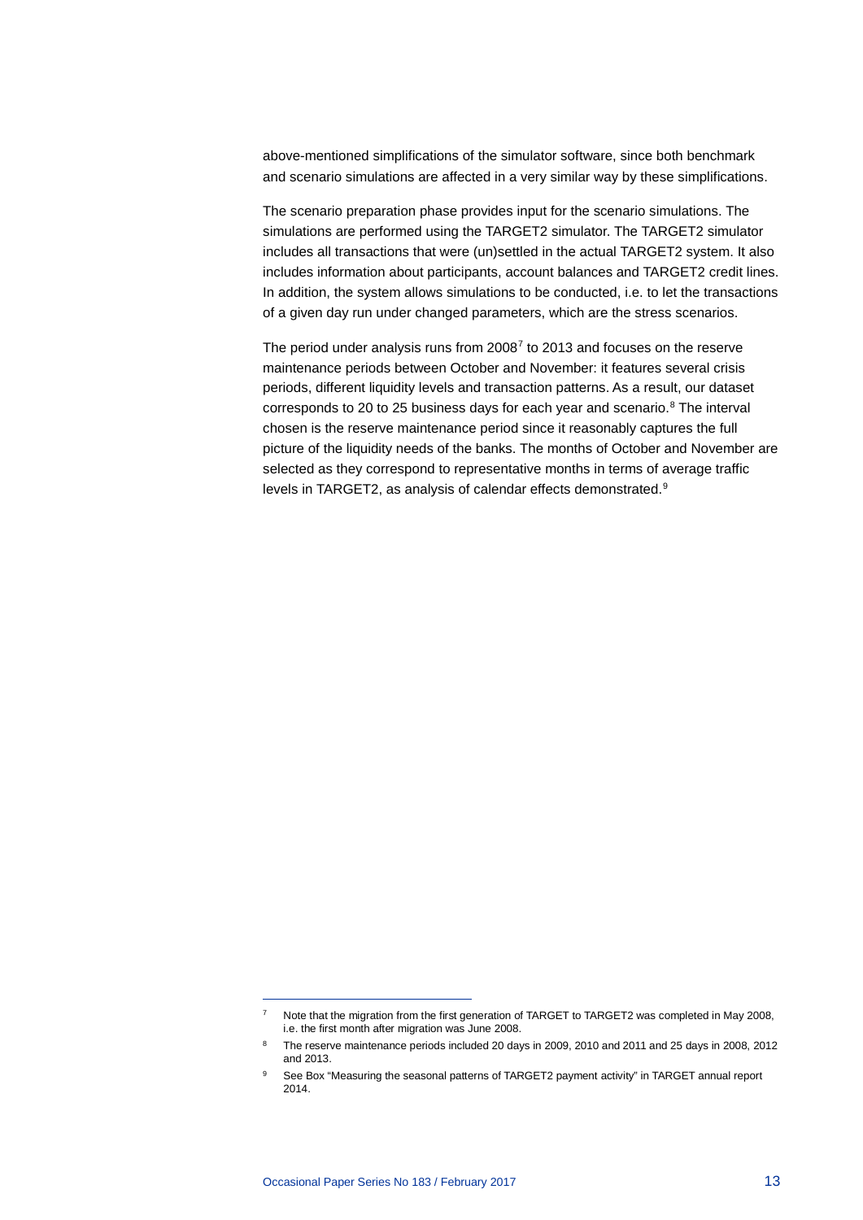above-mentioned simplifications of the simulator software, since both benchmark and scenario simulations are affected in a very similar way by these simplifications.

The scenario preparation phase provides input for the scenario simulations. The simulations are performed using the TARGET2 simulator. The TARGET2 simulator includes all transactions that were (un)settled in the actual TARGET2 system. It also includes information about participants, account balances and TARGET2 credit lines. In addition, the system allows simulations to be conducted, i.e. to let the transactions of a given day run under changed parameters, which are the stress scenarios.

The period under analysis runs from 2008[7] to 2013 and focuses on the reserve maintenance periods between October and November: it features several crisis periods, different liquidity levels and transaction patterns. As a result, our dataset corresponds to 20 to 25 business days for each year and scenario.[8] The interval chosen is the reserve maintenance period since it reasonably captures the full picture of the liquidity needs of the banks. The months of October and November are selected as they correspond to representative months in terms of average traffic levels in TARGET2, as analysis of calendar effects demonstrated.[9]

---

[7] Note that the migration from the first generation of TARGET to TARGET2 was completed in May 2008, i.e. the first month after migration was June 2008.

[8] The reserve maintenance periods included 20 days in 2009, 2010 and 2011 and 25 days in 2008, 2012 and 2013.

[9] See Box "Measuring the seasonal patterns of TARGET2 payment activity" in TARGET annual report 2014.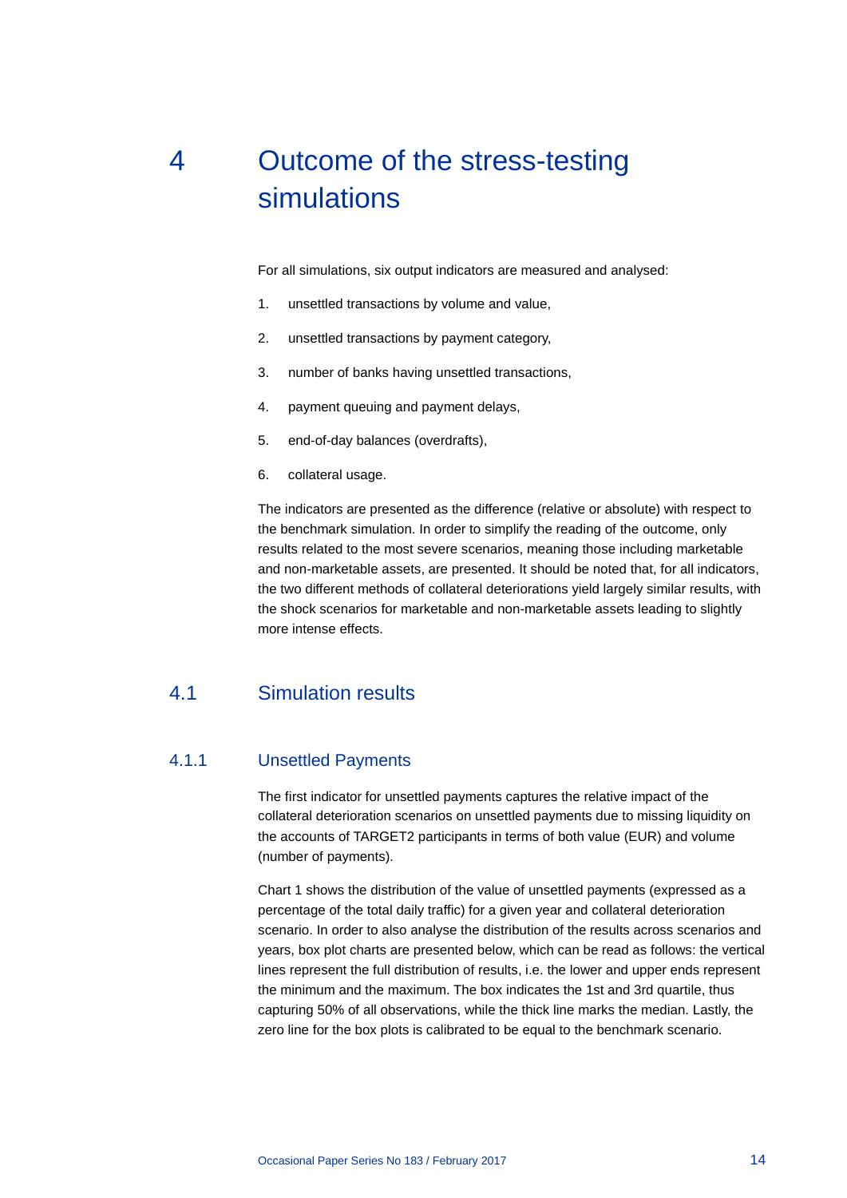# 4 Outcome of the stress-testing simulations

For all simulations, six output indicators are measured and analysed:

1. unsettled transactions by volume and value,
2. unsettled transactions by payment category,
3. number of banks having unsettled transactions,
4. payment queuing and payment delays,
5. end-of-day balances (overdrafts),
6. collateral usage.

The indicators are presented as the difference (relative or absolute) with respect to the benchmark simulation. In order to simplify the reading of the outcome, only results related to the most severe scenarios, meaning those including marketable and non-marketable assets, are presented. It should be noted that, for all indicators, the two different methods of collateral deteriorations yield largely similar results, with the shock scenarios for marketable and non-marketable assets leading to slightly more intense effects.

## 4.1 Simulation results

### 4.1.1 Unsettled Payments

The first indicator for unsettled payments captures the relative impact of the collateral deterioration scenarios on unsettled payments due to missing liquidity on the accounts of TARGET2 participants in terms of both value (EUR) and volume (number of payments).

Chart 1 shows the distribution of the value of unsettled payments (expressed as a percentage of the total daily traffic) for a given year and collateral deterioration scenario. In order to also analyse the distribution of the results across scenarios and years, box plot charts are presented below, which can be read as follows: the vertical lines represent the full distribution of results, i.e. the lower and upper ends represent the minimum and the maximum. The box indicates the 1st and 3rd quartile, thus capturing 50% of all observations, while the thick line marks the median. Lastly, the zero line for the box plots is calibrated to be equal to the benchmark scenario.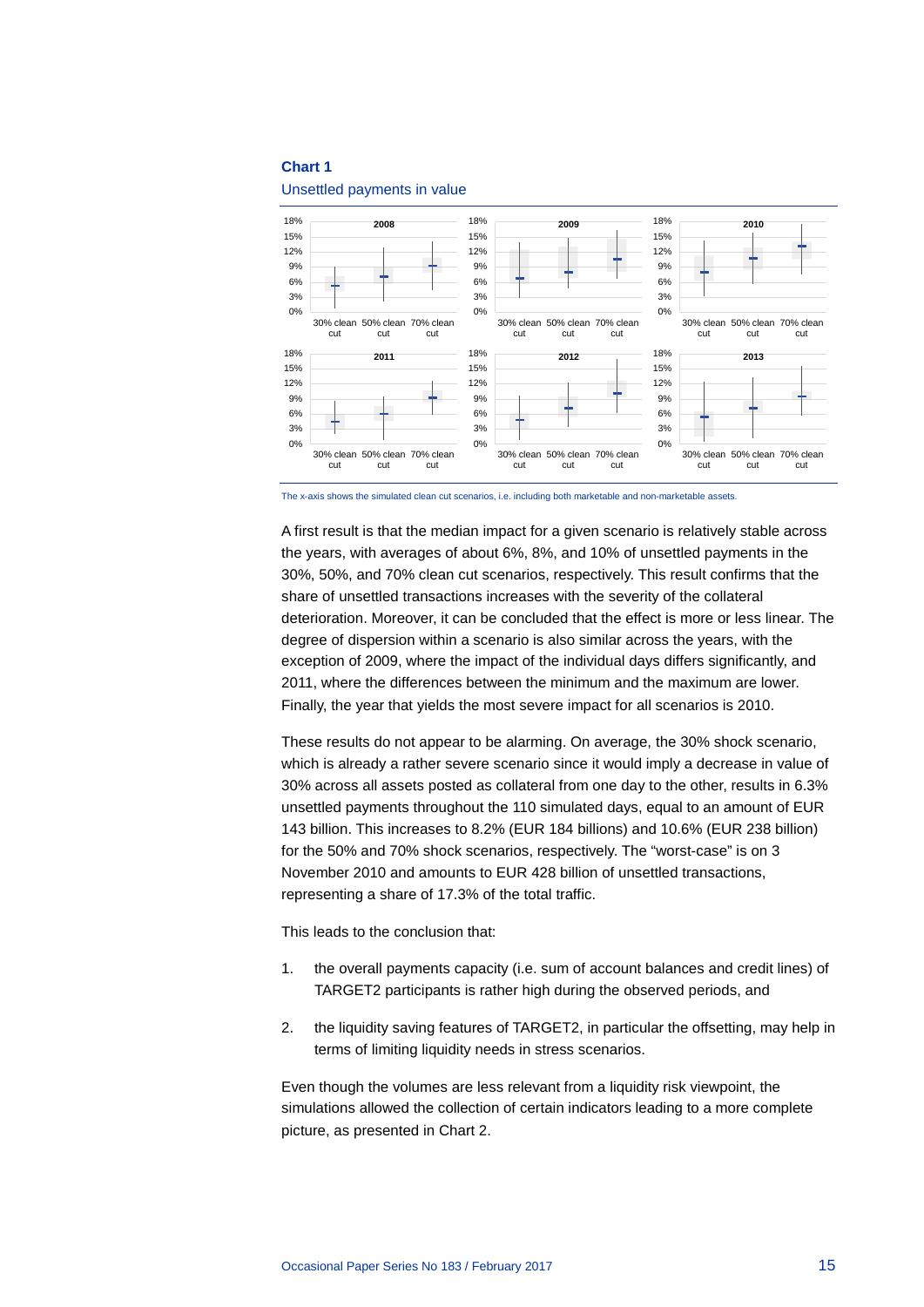**Chart 1**

Unsettled payments in value

The x-axis shows the simulated clean cut scenarios, i.e. including both marketable and non-marketable assets.

A first result is that the median impact for a given scenario is relatively stable across the years, with averages of about 6%, 8%, and 10% of unsettled payments in the 30%, 50%, and 70% clean cut scenarios, respectively. This result confirms that the share of unsettled transactions increases with the severity of the collateral deterioration. Moreover, it can be concluded that the effect is more or less linear. The degree of dispersion within a scenario is also similar across the years, with the exception of 2009, where the impact of the individual days differs significantly, and 2011, where the differences between the minimum and the maximum are lower. Finally, the year that yields the most severe impact for all scenarios is 2010.

These results do not appear to be alarming. On average, the 30% shock scenario, which is already a rather severe scenario since it would imply a decrease in value of 30% across all assets posted as collateral from one day to the other, results in 6.3% unsettled payments throughout the 110 simulated days, equal to an amount of EUR 143 billion. This increases to 8.2% (EUR 184 billions) and 10.6% (EUR 238 billion) for the 50% and 70% shock scenarios, respectively. The "worst-case" is on 3 November 2010 and amounts to EUR 428 billion of unsettled transactions, representing a share of 17.3% of the total traffic.

This leads to the conclusion that:

1. the overall payments capacity (i.e. sum of account balances and credit lines) of TARGET2 participants is rather high during the observed periods, and
2. the liquidity saving features of TARGET2, in particular the offsetting, may help in terms of limiting liquidity needs in stress scenarios.

Even though the volumes are less relevant from a liquidity risk viewpoint, the simulations allowed the collection of certain indicators leading to a more complete picture, as presented in Chart 2.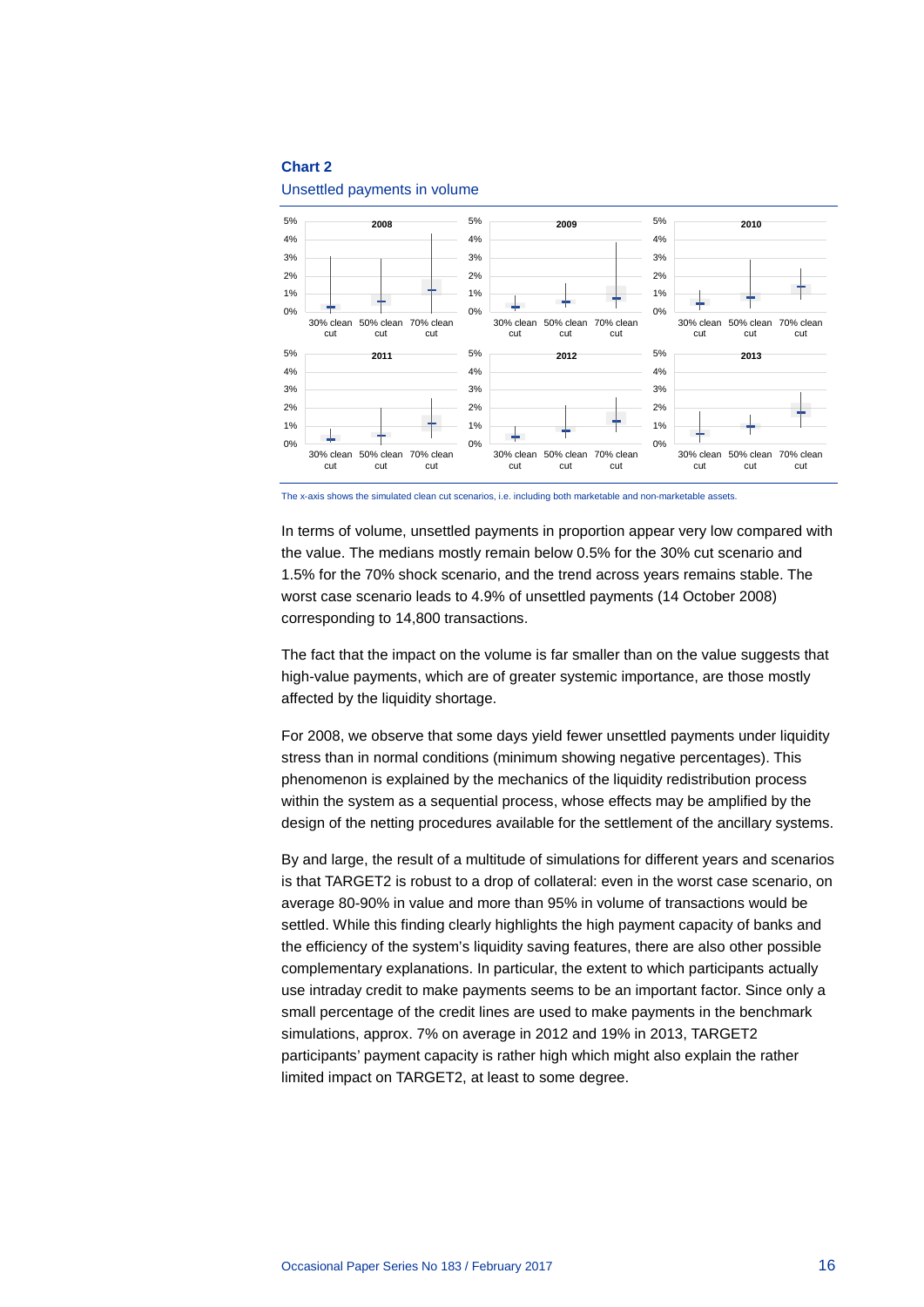**Chart 2**

Unsettled payments in volume

The x-axis shows the simulated clean cut scenarios, i.e. including both marketable and non-marketable assets.

In terms of volume, unsettled payments in proportion appear very low compared with the value. The medians mostly remain below 0.5% for the 30% cut scenario and 1.5% for the 70% shock scenario, and the trend across years remains stable. The worst case scenario leads to 4.9% of unsettled payments (14 October 2008) corresponding to 14,800 transactions.

The fact that the impact on the volume is far smaller than on the value suggests that high-value payments, which are of greater systemic importance, are those mostly affected by the liquidity shortage.

For 2008, we observe that some days yield fewer unsettled payments under liquidity stress than in normal conditions (minimum showing negative percentages). This phenomenon is explained by the mechanics of the liquidity redistribution process within the system as a sequential process, whose effects may be amplified by the design of the netting procedures available for the settlement of the ancillary systems.

By and large, the result of a multitude of simulations for different years and scenarios is that TARGET2 is robust to a drop of collateral: even in the worst case scenario, on average 80-90% in value and more than 95% in volume of transactions would be settled. While this finding clearly highlights the high payment capacity of banks and the efficiency of the system's liquidity saving features, there are also other possible complementary explanations. In particular, the extent to which participants actually use intraday credit to make payments seems to be an important factor. Since only a small percentage of the credit lines are used to make payments in the benchmark simulations, approx. 7% on average in 2012 and 19% in 2013, TARGET2 participants' payment capacity is rather high which might also explain the rather limited impact on TARGET2, at least to some degree.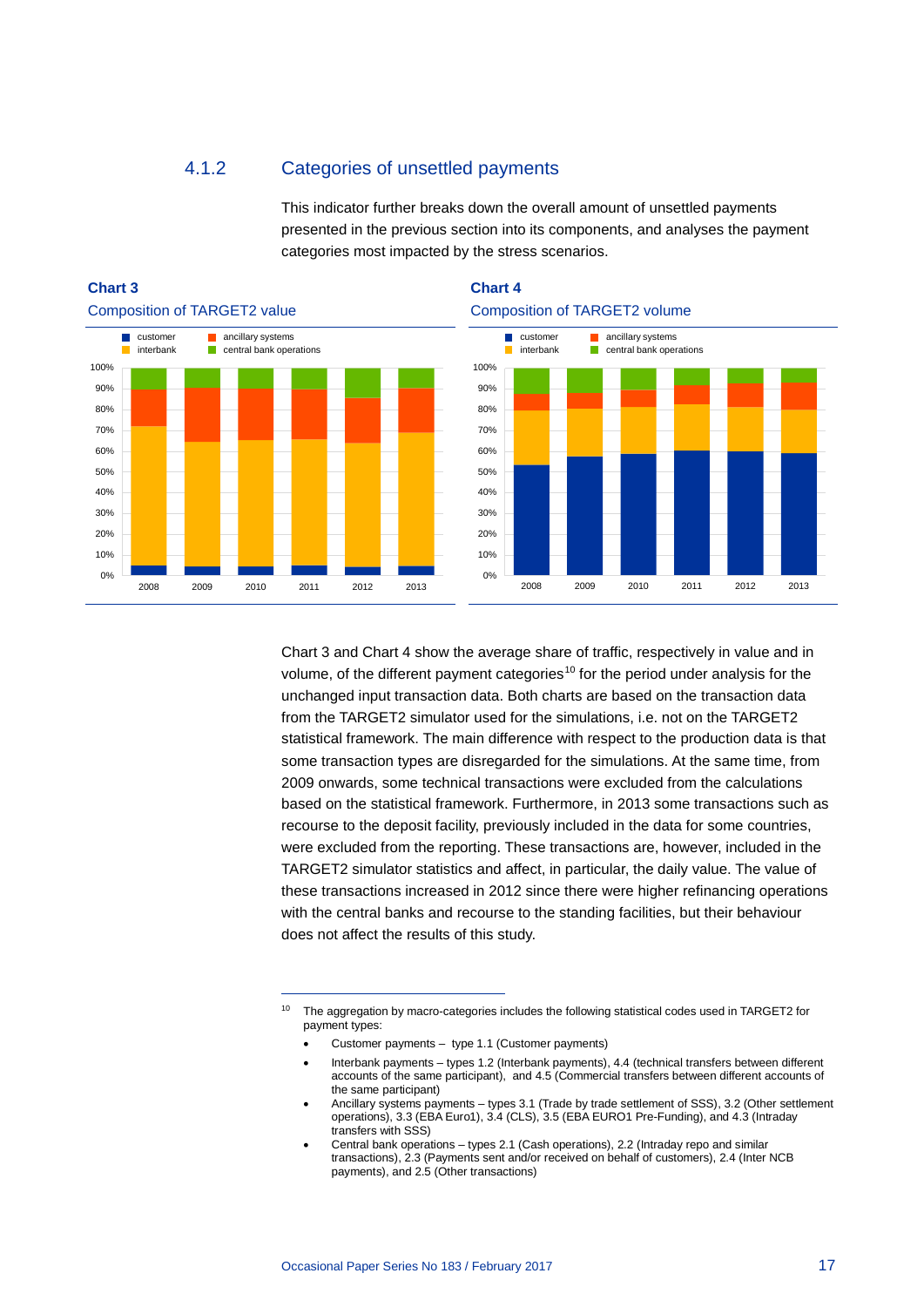### 4.1.2 Categories of unsettled payments

This indicator further breaks down the overall amount of unsettled payments presented in the previous section into its components, and analyses the payment categories most impacted by the stress scenarios.

**Chart 3**

Composition of TARGET2 value

**Chart 4**

Composition of TARGET2 volume

Chart 3 and Chart 4 show the average share of traffic, respectively in value and in volume, of the different payment categories[10] for the period under analysis for the unchanged input transaction data. Both charts are based on the transaction data from the TARGET2 simulator used for the simulations, i.e. not on the TARGET2 statistical framework. The main difference with respect to the production data is that some transaction types are disregarded for the simulations. At the same time, from 2009 onwards, some technical transactions were excluded from the calculations based on the statistical framework. Furthermore, in 2013 some transactions such as recourse to the deposit facility, previously included in the data for some countries, were excluded from the reporting. These transactions are, however, included in the TARGET2 simulator statistics and affect, in particular, the daily value. The value of these transactions increased in 2012 since there were higher refinancing operations with the central banks and recourse to the standing facilities, but their behaviour does not affect the results of this study.

---

[10] The aggregation by macro-categories includes the following statistical codes used in TARGET2 for payment types:

- Customer payments – type 1.1 (Customer payments)
- Interbank payments – types 1.2 (Interbank payments), 4.4 (technical transfers between different accounts of the same participant), and 4.5 (Commercial transfers between different accounts of the same participant)
- Ancillary systems payments – types 3.1 (Trade by trade settlement of SSS), 3.2 (Other settlement operations), 3.3 (EBA Euro1), 3.4 (CLS), 3.5 (EBA EURO1 Pre-Funding), and 4.3 (Intraday transfers with SSS)
- Central bank operations – types 2.1 (Cash operations), 2.2 (Intraday repo and similar transactions), 2.3 (Payments sent and/or received on behalf of customers), 2.4 (Inter NCB payments), and 2.5 (Other transactions)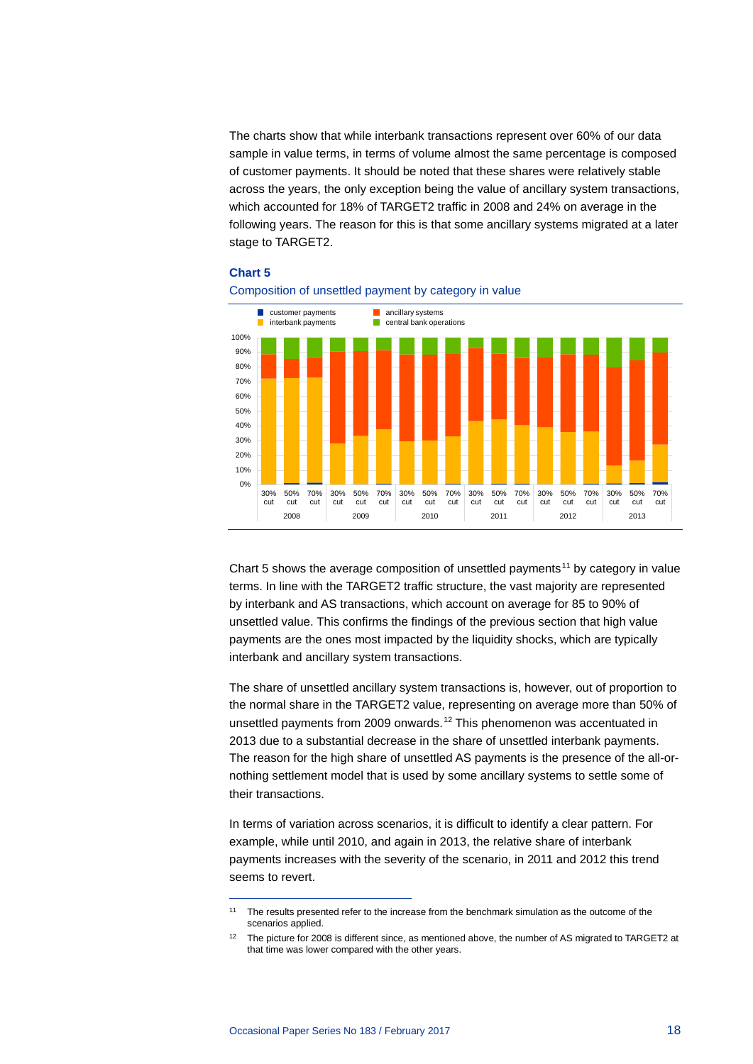The charts show that while interbank transactions represent over 60% of our data sample in value terms, in terms of volume almost the same percentage is composed of customer payments. It should be noted that these shares were relatively stable across the years, the only exception being the value of ancillary system transactions, which accounted for 18% of TARGET2 traffic in 2008 and 24% on average in the following years. The reason for this is that some ancillary systems migrated at a later stage to TARGET2.

**Chart 5**

Composition of unsettled payment by category in value

Chart 5 shows the average composition of unsettled payments[11] by category in value terms. In line with the TARGET2 traffic structure, the vast majority are represented by interbank and AS transactions, which account on average for 85 to 90% of unsettled value. This confirms the findings of the previous section that high value payments are the ones most impacted by the liquidity shocks, which are typically interbank and ancillary system transactions.

The share of unsettled ancillary system transactions is, however, out of proportion to the normal share in the TARGET2 value, representing on average more than 50% of unsettled payments from 2009 onwards.[12] This phenomenon was accentuated in 2013 due to a substantial decrease in the share of unsettled interbank payments. The reason for the high share of unsettled AS payments is the presence of the all-or-nothing settlement model that is used by some ancillary systems to settle some of their transactions.

In terms of variation across scenarios, it is difficult to identify a clear pattern. For example, while until 2010, and again in 2013, the relative share of interbank payments increases with the severity of the scenario, in 2011 and 2012 this trend seems to revert.

[11] The results presented refer to the increase from the benchmark simulation as the outcome of the scenarios applied.

[12] The picture for 2008 is different since, as mentioned above, the number of AS migrated to TARGET2 at that time was lower compared with the other years.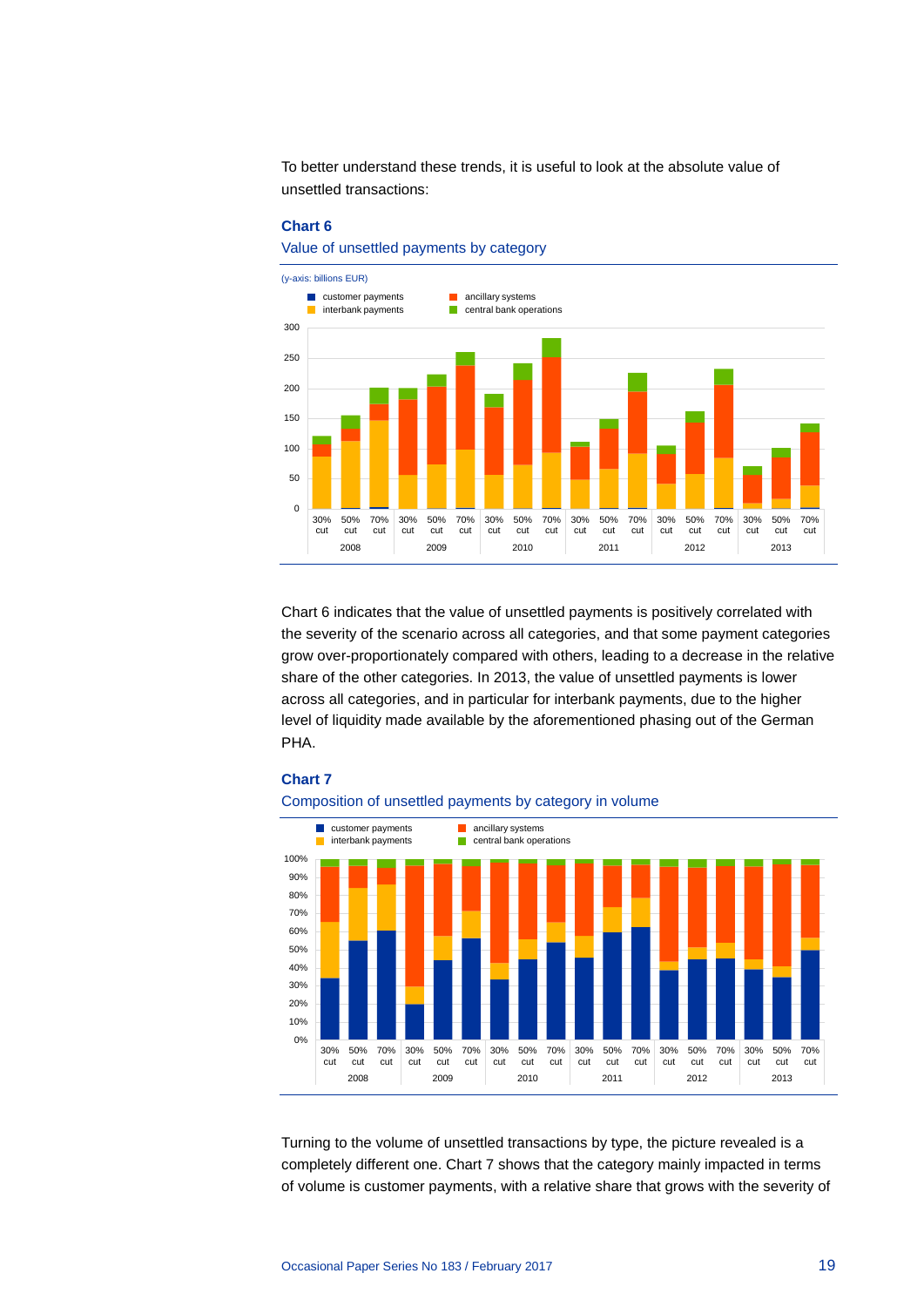To better understand these trends, it is useful to look at the absolute value of unsettled transactions:

**Chart 6**

Value of unsettled payments by category

(y-axis: billions EUR)

Chart 6 indicates that the value of unsettled payments is positively correlated with the severity of the scenario across all categories, and that some payment categories grow over-proportionately compared with others, leading to a decrease in the relative share of the other categories. In 2013, the value of unsettled payments is lower across all categories, and in particular for interbank payments, due to the higher level of liquidity made available by the aforementioned phasing out of the German PHA.

**Chart 7**

Composition of unsettled payments by category in volume

Turning to the volume of unsettled transactions by type, the picture revealed is a completely different one. Chart 7 shows that the category mainly impacted in terms of volume is customer payments, with a relative share that grows with the severity of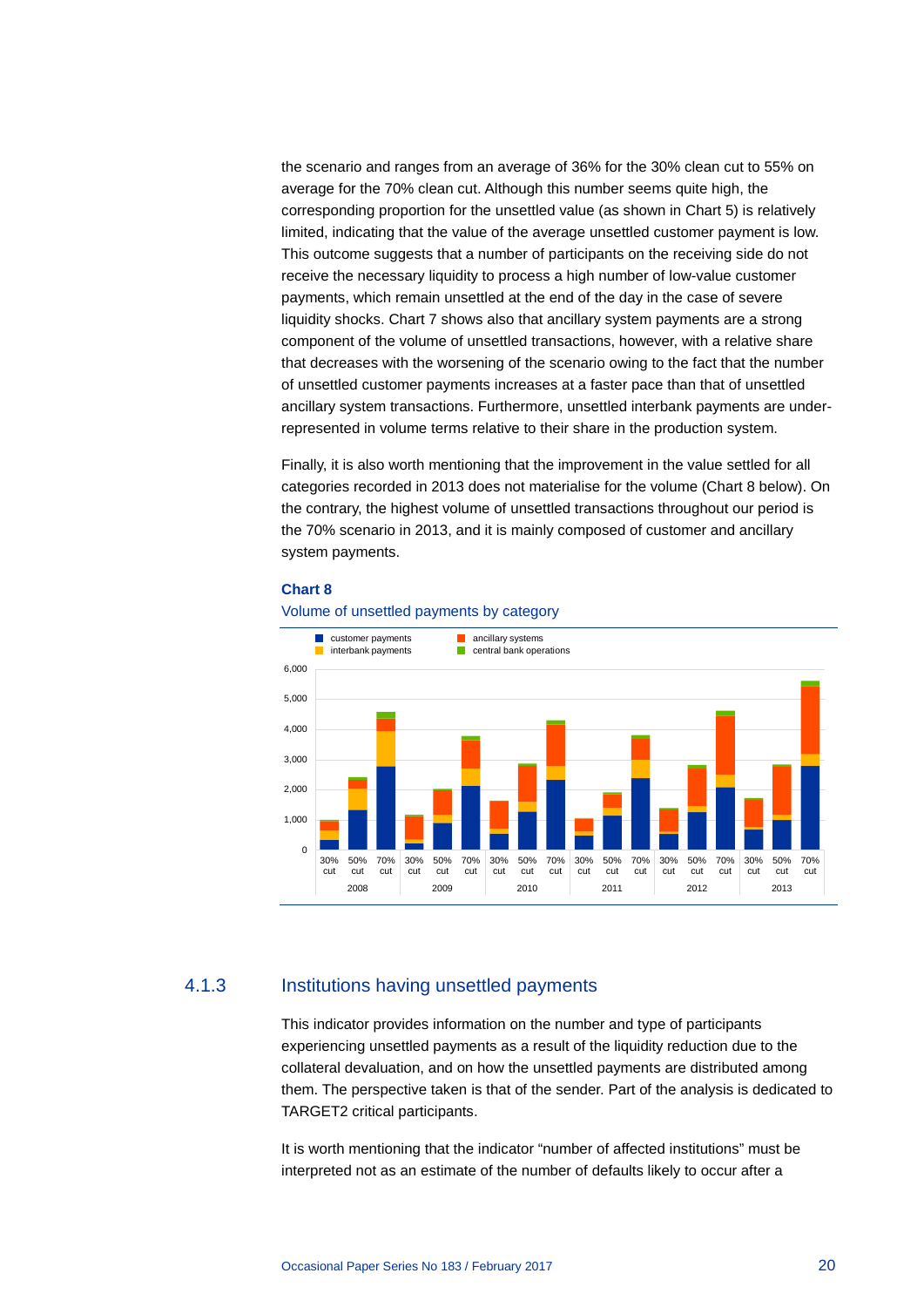the scenario and ranges from an average of 36% for the 30% clean cut to 55% on average for the 70% clean cut. Although this number seems quite high, the corresponding proportion for the unsettled value (as shown in Chart 5) is relatively limited, indicating that the value of the average unsettled customer payment is low. This outcome suggests that a number of participants on the receiving side do not receive the necessary liquidity to process a high number of low-value customer payments, which remain unsettled at the end of the day in the case of severe liquidity shocks. Chart 7 shows also that ancillary system payments are a strong component of the volume of unsettled transactions, however, with a relative share that decreases with the worsening of the scenario owing to the fact that the number of unsettled customer payments increases at a faster pace than that of unsettled ancillary system transactions. Furthermore, unsettled interbank payments are under-represented in volume terms relative to their share in the production system.

Finally, it is also worth mentioning that the improvement in the value settled for all categories recorded in 2013 does not materialise for the volume (Chart 8 below). On the contrary, the highest volume of unsettled transactions throughout our period is the 70% scenario in 2013, and it is mainly composed of customer and ancillary system payments.

**Chart 8**

Volume of unsettled payments by category

## 4.1.3 Institutions having unsettled payments

This indicator provides information on the number and type of participants experiencing unsettled payments as a result of the liquidity reduction due to the collateral devaluation, and on how the unsettled payments are distributed among them. The perspective taken is that of the sender. Part of the analysis is dedicated to TARGET2 critical participants.

It is worth mentioning that the indicator "number of affected institutions" must be interpreted not as an estimate of the number of defaults likely to occur after a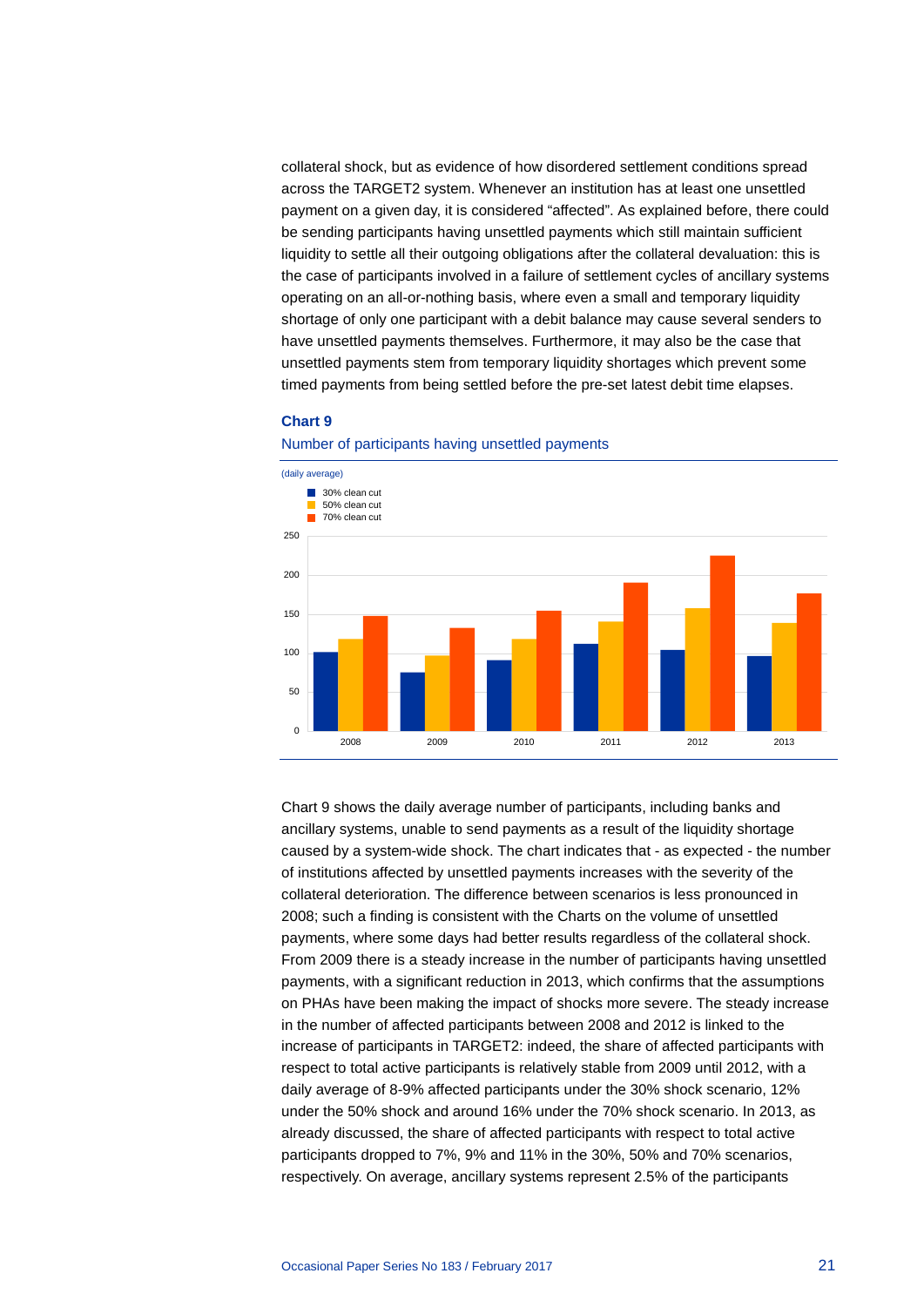collateral shock, but as evidence of how disordered settlement conditions spread across the TARGET2 system. Whenever an institution has at least one unsettled payment on a given day, it is considered "affected". As explained before, there could be sending participants having unsettled payments which still maintain sufficient liquidity to settle all their outgoing obligations after the collateral devaluation: this is the case of participants involved in a failure of settlement cycles of ancillary systems operating on an all-or-nothing basis, where even a small and temporary liquidity shortage of only one participant with a debit balance may cause several senders to have unsettled payments themselves. Furthermore, it may also be the case that unsettled payments stem from temporary liquidity shortages which prevent some timed payments from being settled before the pre-set latest debit time elapses.

**Chart 9**

Number of participants having unsettled payments

(daily average)

Chart 9 shows the daily average number of participants, including banks and ancillary systems, unable to send payments as a result of the liquidity shortage caused by a system-wide shock. The chart indicates that - as expected - the number of institutions affected by unsettled payments increases with the severity of the collateral deterioration. The difference between scenarios is less pronounced in 2008; such a finding is consistent with the Charts on the volume of unsettled payments, where some days had better results regardless of the collateral shock. From 2009 there is a steady increase in the number of participants having unsettled payments, with a significant reduction in 2013, which confirms that the assumptions on PHAs have been making the impact of shocks more severe. The steady increase in the number of affected participants between 2008 and 2012 is linked to the increase of participants in TARGET2: indeed, the share of affected participants with respect to total active participants is relatively stable from 2009 until 2012, with a daily average of 8-9% affected participants under the 30% shock scenario, 12% under the 50% shock and around 16% under the 70% shock scenario. In 2013, as already discussed, the share of affected participants with respect to total active participants dropped to 7%, 9% and 11% in the 30%, 50% and 70% scenarios, respectively. On average, ancillary systems represent 2.5% of the participants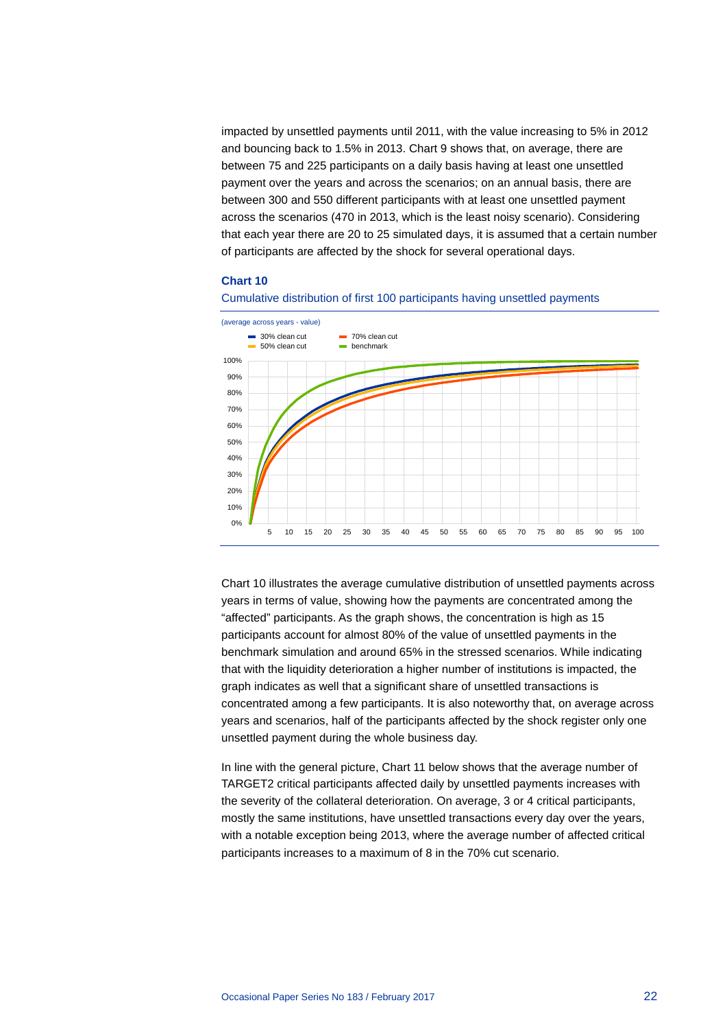impacted by unsettled payments until 2011, with the value increasing to 5% in 2012 and bouncing back to 1.5% in 2013. Chart 9 shows that, on average, there are between 75 and 225 participants on a daily basis having at least one unsettled payment over the years and across the scenarios; on an annual basis, there are between 300 and 550 different participants with at least one unsettled payment across the scenarios (470 in 2013, which is the least noisy scenario). Considering that each year there are 20 to 25 simulated days, it is assumed that a certain number of participants are affected by the shock for several operational days.

**Chart 10**

Cumulative distribution of first 100 participants having unsettled payments

(average across years - value)

Chart 10 illustrates the average cumulative distribution of unsettled payments across years in terms of value, showing how the payments are concentrated among the "affected" participants. As the graph shows, the concentration is high as 15 participants account for almost 80% of the value of unsettled payments in the benchmark simulation and around 65% in the stressed scenarios. While indicating that with the liquidity deterioration a higher number of institutions is impacted, the graph indicates as well that a significant share of unsettled transactions is concentrated among a few participants. It is also noteworthy that, on average across years and scenarios, half of the participants affected by the shock register only one unsettled payment during the whole business day.

In line with the general picture, Chart 11 below shows that the average number of TARGET2 critical participants affected daily by unsettled payments increases with the severity of the collateral deterioration. On average, 3 or 4 critical participants, mostly the same institutions, have unsettled transactions every day over the years, with a notable exception being 2013, where the average number of affected critical participants increases to a maximum of 8 in the 70% cut scenario.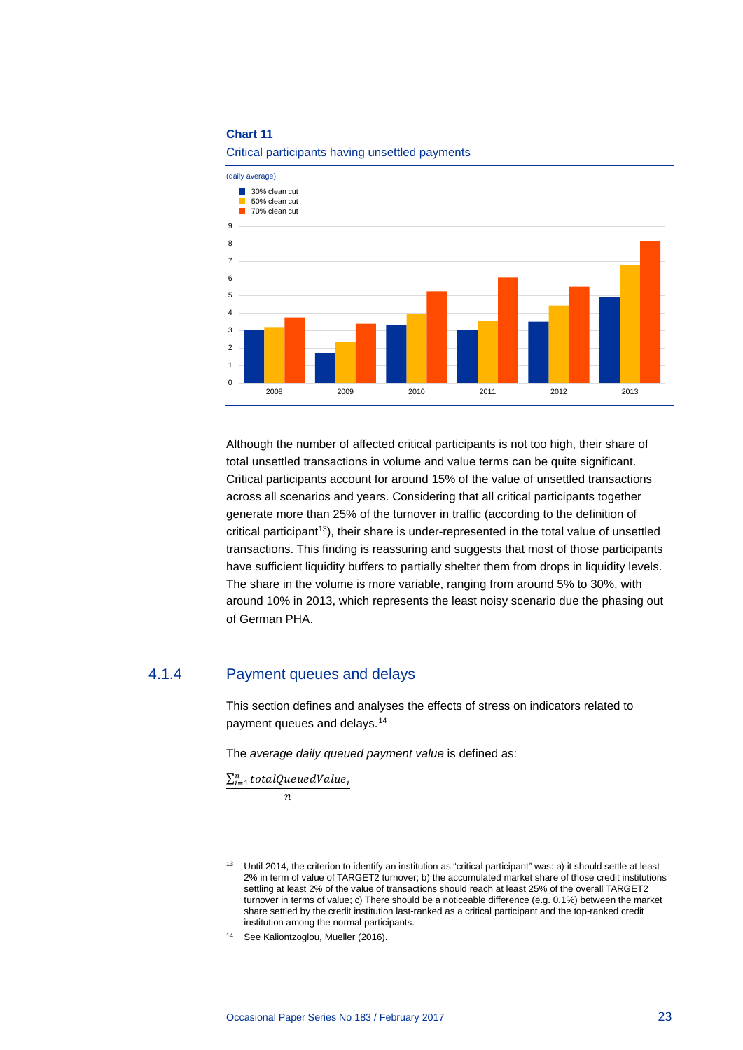**Chart 11**

Critical participants having unsettled payments

(daily average)

Although the number of affected critical participants is not too high, their share of total unsettled transactions in volume and value terms can be quite significant. Critical participants account for around 15% of the value of unsettled transactions across all scenarios and years. Considering that all critical participants together generate more than 25% of the turnover in traffic (according to the definition of critical participant[13]), their share is under-represented in the total value of unsettled transactions. This finding is reassuring and suggests that most of those participants have sufficient liquidity buffers to partially shelter them from drops in liquidity levels. The share in the volume is more variable, ranging from around 5% to 30%, with around 10% in 2013, which represents the least noisy scenario due the phasing out of German PHA.

### 4.1.4 Payment queues and delays

This section defines and analyses the effects of stress on indicators related to payment queues and delays.[14]

The *average daily queued payment value* is defined as:

$$\frac{\sum_{i=1}^{n} totalQueuedValue_i}{n}$$

---

[13] Until 2014, the criterion to identify an institution as "critical participant" was: a) it should settle at least 2% in term of value of TARGET2 turnover; b) the accumulated market share of those credit institutions settling at least 2% of the value of transactions should reach at least 25% of the overall TARGET2 turnover in terms of value; c) There should be a noticeable difference (e.g. 0.1%) between the market share settled by the credit institution last-ranked as a critical participant and the top-ranked credit institution among the normal participants.

[14] See Kaliontzoglou, Mueller (2016).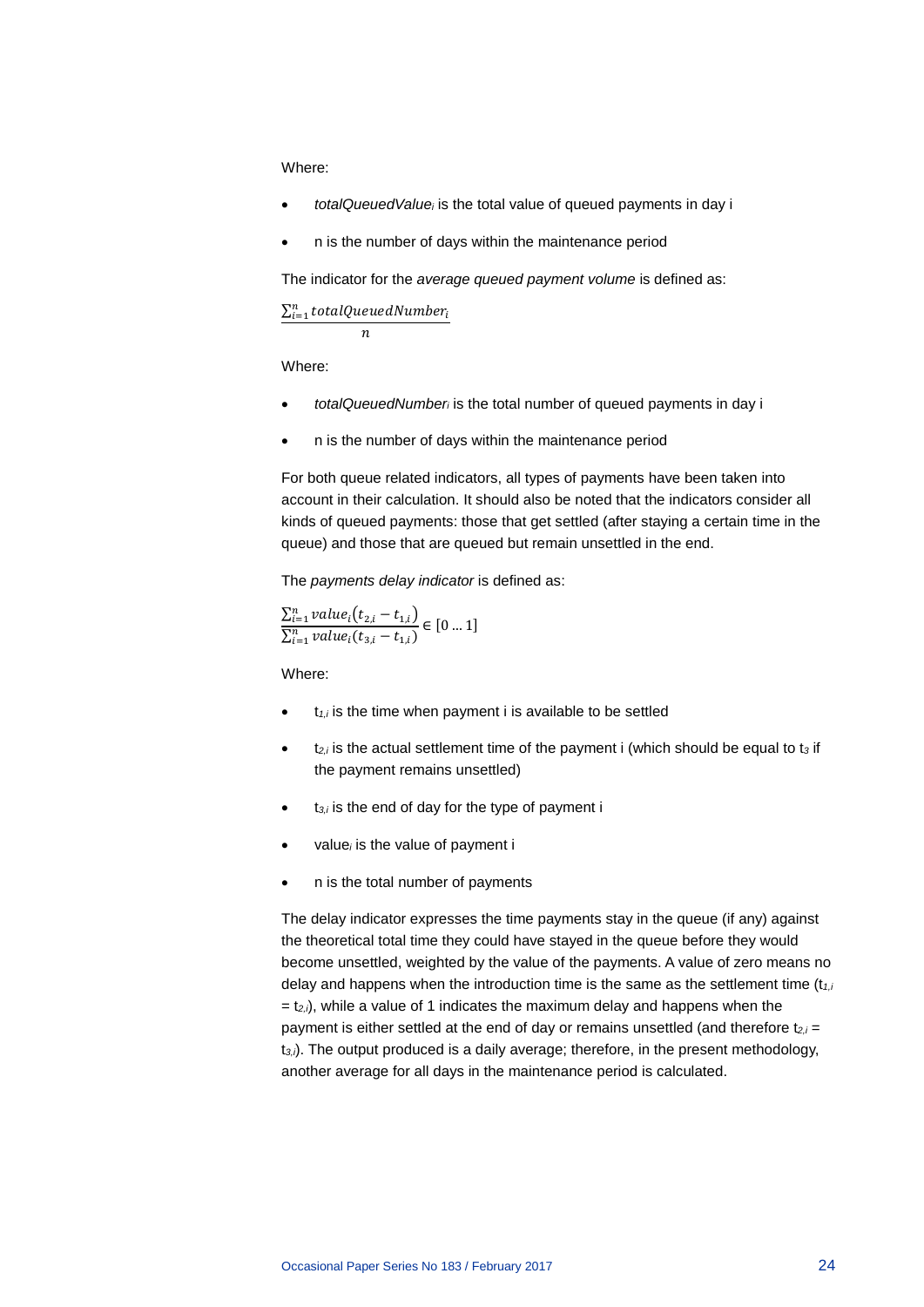Where:

- *totalQueuedValue*$_i$ is the total value of queued payments in day i
- n is the number of days within the maintenance period

The indicator for the *average queued payment volume* is defined as:

$$\frac{\sum_{i=1}^{n} totalQueuedNumber_i}{n}$$

Where:

- *totalQueuedNumber*$_i$ is the total number of queued payments in day i
- n is the number of days within the maintenance period

For both queue related indicators, all types of payments have been taken into account in their calculation. It should also be noted that the indicators consider all kinds of queued payments: those that get settled (after staying a certain time in the queue) and those that are queued but remain unsettled in the end.

The *payments delay indicator* is defined as:

$$\frac{\sum_{i=1}^{n} value_i\left(t_{2,i} - t_{1,i}\right)}{\sum_{i=1}^{n} value_i(t_{3,i} - t_{1,i})} \in [0 \ldots 1]$$

Where:

- $t_{1,i}$ is the time when payment i is available to be settled
- $t_{2,i}$ is the actual settlement time of the payment i (which should be equal to $t_3$ if the payment remains unsettled)
- $t_{3,i}$ is the end of day for the type of payment i
- $value_i$ is the value of payment i
- n is the total number of payments

The delay indicator expresses the time payments stay in the queue (if any) against the theoretical total time they could have stayed in the queue before they would become unsettled, weighted by the value of the payments. A value of zero means no delay and happens when the introduction time is the same as the settlement time ($t_{1,i} = t_{2,i}$), while a value of 1 indicates the maximum delay and happens when the payment is either settled at the end of day or remains unsettled (and therefore $t_{2,i} = t_{3,i}$). The output produced is a daily average; therefore, in the present methodology, another average for all days in the maintenance period is calculated.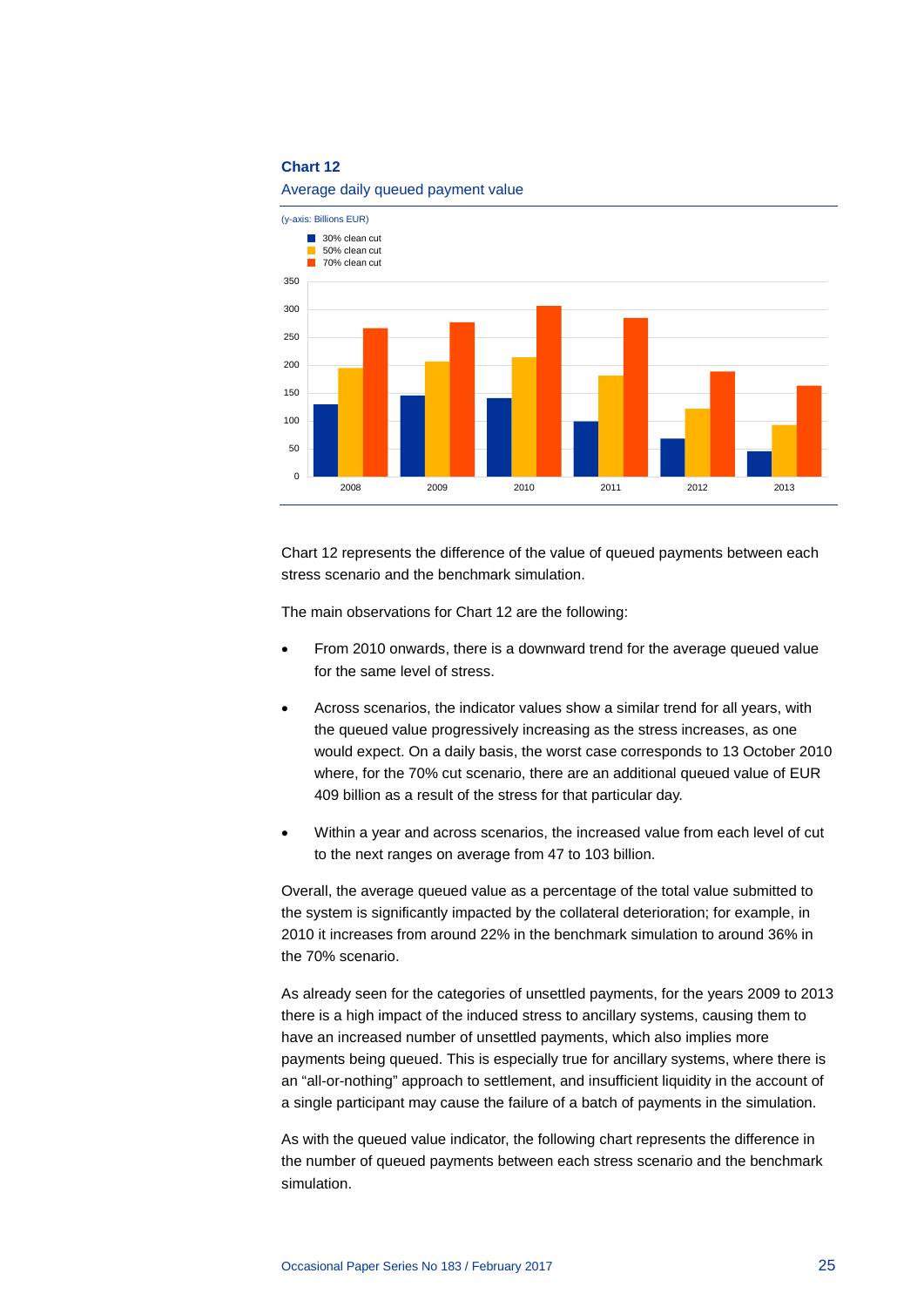**Chart 12**

Average daily queued payment value

(y-axis: Billions EUR)

Chart 12 represents the difference of the value of queued payments between each stress scenario and the benchmark simulation.

The main observations for Chart 12 are the following:

- From 2010 onwards, there is a downward trend for the average queued value for the same level of stress.
- Across scenarios, the indicator values show a similar trend for all years, with the queued value progressively increasing as the stress increases, as one would expect. On a daily basis, the worst case corresponds to 13 October 2010 where, for the 70% cut scenario, there are an additional queued value of EUR 409 billion as a result of the stress for that particular day.
- Within a year and across scenarios, the increased value from each level of cut to the next ranges on average from 47 to 103 billion.

Overall, the average queued value as a percentage of the total value submitted to the system is significantly impacted by the collateral deterioration; for example, in 2010 it increases from around 22% in the benchmark simulation to around 36% in the 70% scenario.

As already seen for the categories of unsettled payments, for the years 2009 to 2013 there is a high impact of the induced stress to ancillary systems, causing them to have an increased number of unsettled payments, which also implies more payments being queued. This is especially true for ancillary systems, where there is an "all-or-nothing" approach to settlement, and insufficient liquidity in the account of a single participant may cause the failure of a batch of payments in the simulation.

As with the queued value indicator, the following chart represents the difference in the number of queued payments between each stress scenario and the benchmark simulation.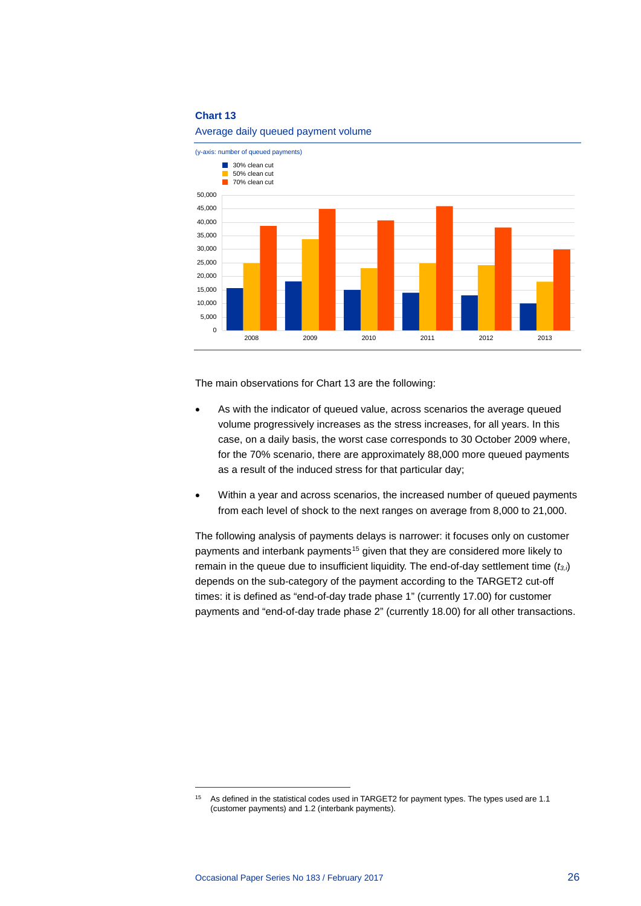**Chart 13**

Average daily queued payment volume

(y-axis: number of queued payments)

The main observations for Chart 13 are the following:

- As with the indicator of queued value, across scenarios the average queued volume progressively increases as the stress increases, for all years. In this case, on a daily basis, the worst case corresponds to 30 October 2009 where, for the 70% scenario, there are approximately 88,000 more queued payments as a result of the induced stress for that particular day;
- Within a year and across scenarios, the increased number of queued payments from each level of shock to the next ranges on average from 8,000 to 21,000.

The following analysis of payments delays is narrower: it focuses only on customer payments and interbank payments[15] given that they are considered more likely to remain in the queue due to insufficient liquidity. The end-of-day settlement time ($t_{3,i}$) depends on the sub-category of the payment according to the TARGET2 cut-off times: it is defined as "end-of-day trade phase 1" (currently 17.00) for customer payments and "end-of-day trade phase 2" (currently 18.00) for all other transactions.

[15] As defined in the statistical codes used in TARGET2 for payment types. The types used are 1.1 (customer payments) and 1.2 (interbank payments).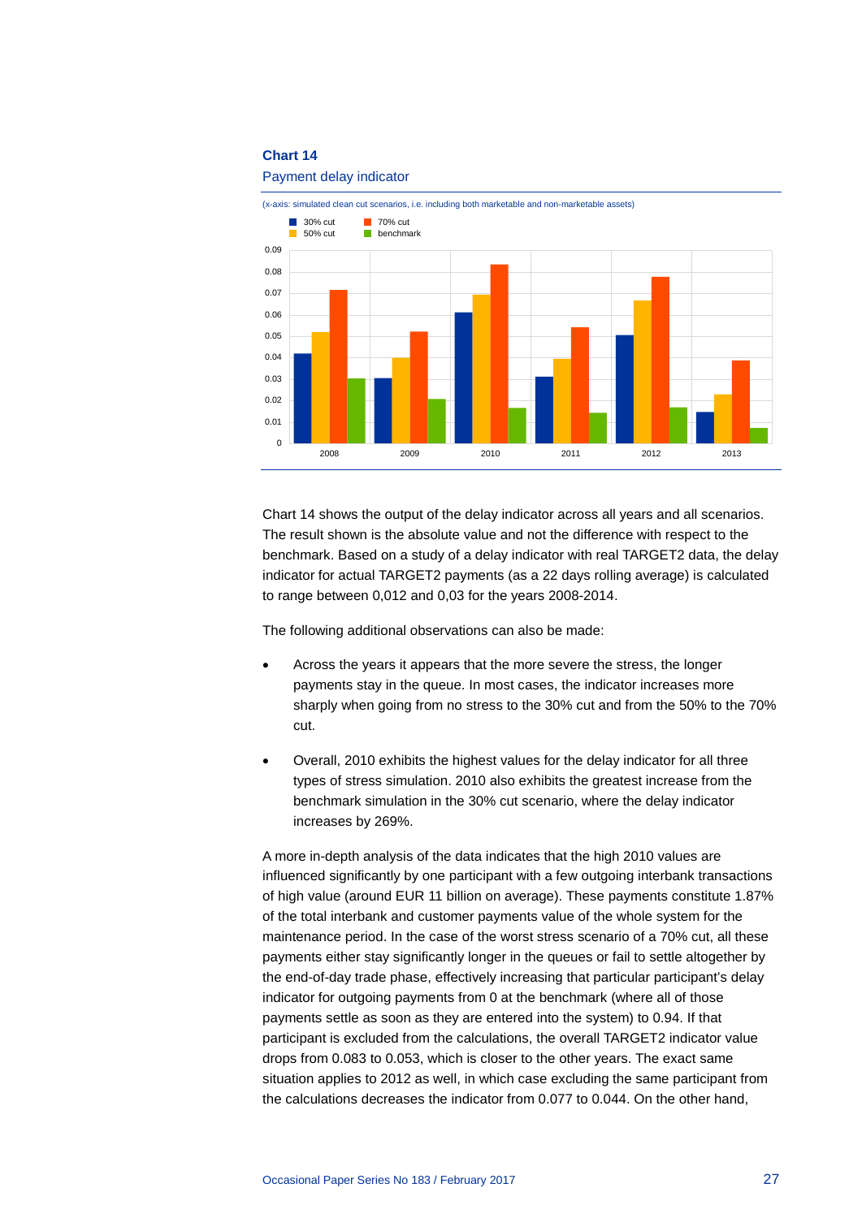**Chart 14**

Payment delay indicator

(x-axis: simulated clean cut scenarios, i.e. including both marketable and non-marketable assets)

Chart 14 shows the output of the delay indicator across all years and all scenarios. The result shown is the absolute value and not the difference with respect to the benchmark. Based on a study of a delay indicator with real TARGET2 data, the delay indicator for actual TARGET2 payments (as a 22 days rolling average) is calculated to range between 0,012 and 0,03 for the years 2008-2014.

The following additional observations can also be made:

- Across the years it appears that the more severe the stress, the longer payments stay in the queue. In most cases, the indicator increases more sharply when going from no stress to the 30% cut and from the 50% to the 70% cut.
- Overall, 2010 exhibits the highest values for the delay indicator for all three types of stress simulation. 2010 also exhibits the greatest increase from the benchmark simulation in the 30% cut scenario, where the delay indicator increases by 269%.

A more in-depth analysis of the data indicates that the high 2010 values are influenced significantly by one participant with a few outgoing interbank transactions of high value (around EUR 11 billion on average). These payments constitute 1.87% of the total interbank and customer payments value of the whole system for the maintenance period. In the case of the worst stress scenario of a 70% cut, all these payments either stay significantly longer in the queues or fail to settle altogether by the end-of-day trade phase, effectively increasing that particular participant's delay indicator for outgoing payments from 0 at the benchmark (where all of those payments settle as soon as they are entered into the system) to 0.94. If that participant is excluded from the calculations, the overall TARGET2 indicator value drops from 0.083 to 0.053, which is closer to the other years. The exact same situation applies to 2012 as well, in which case excluding the same participant from the calculations decreases the indicator from 0.077 to 0.044. On the other hand,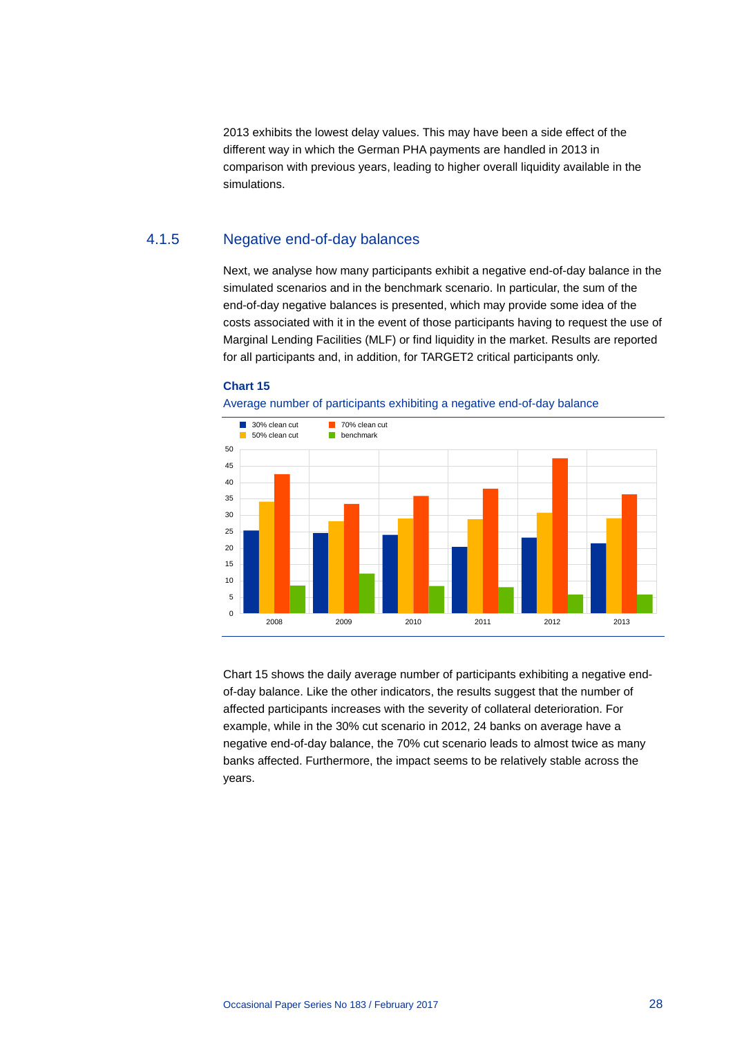2013 exhibits the lowest delay values. This may have been a side effect of the different way in which the German PHA payments are handled in 2013 in comparison with previous years, leading to higher overall liquidity available in the simulations.

### 4.1.5 Negative end-of-day balances

Next, we analyse how many participants exhibit a negative end-of-day balance in the simulated scenarios and in the benchmark scenario. In particular, the sum of the end-of-day negative balances is presented, which may provide some idea of the costs associated with it in the event of those participants having to request the use of Marginal Lending Facilities (MLF) or find liquidity in the market. Results are reported for all participants and, in addition, for TARGET2 critical participants only.

**Chart 15**

Average number of participants exhibiting a negative end-of-day balance

Chart 15 shows the daily average number of participants exhibiting a negative end-of-day balance. Like the other indicators, the results suggest that the number of affected participants increases with the severity of collateral deterioration. For example, while in the 30% cut scenario in 2012, 24 banks on average have a negative end-of-day balance, the 70% cut scenario leads to almost twice as many banks affected. Furthermore, the impact seems to be relatively stable across the years.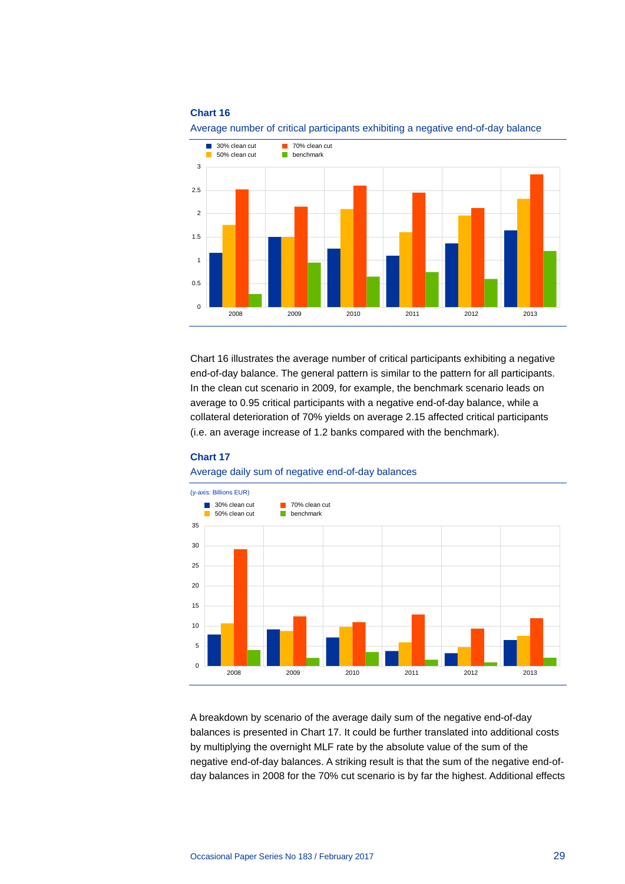**Chart 16**

Average number of critical participants exhibiting a negative end-of-day balance

Chart 16 illustrates the average number of critical participants exhibiting a negative end-of-day balance. The general pattern is similar to the pattern for all participants. In the clean cut scenario in 2009, for example, the benchmark scenario leads on average to 0.95 critical participants with a negative end-of-day balance, while a collateral deterioration of 70% yields on average 2.15 affected critical participants (i.e. an average increase of 1.2 banks compared with the benchmark).

**Chart 17**

Average daily sum of negative end-of-day balances

A breakdown by scenario of the average daily sum of the negative end-of-day balances is presented in Chart 17. It could be further translated into additional costs by multiplying the overnight MLF rate by the absolute value of the sum of the negative end-of-day balances. A striking result is that the sum of the negative end-of-day balances in 2008 for the 70% cut scenario is by far the highest. Additional effects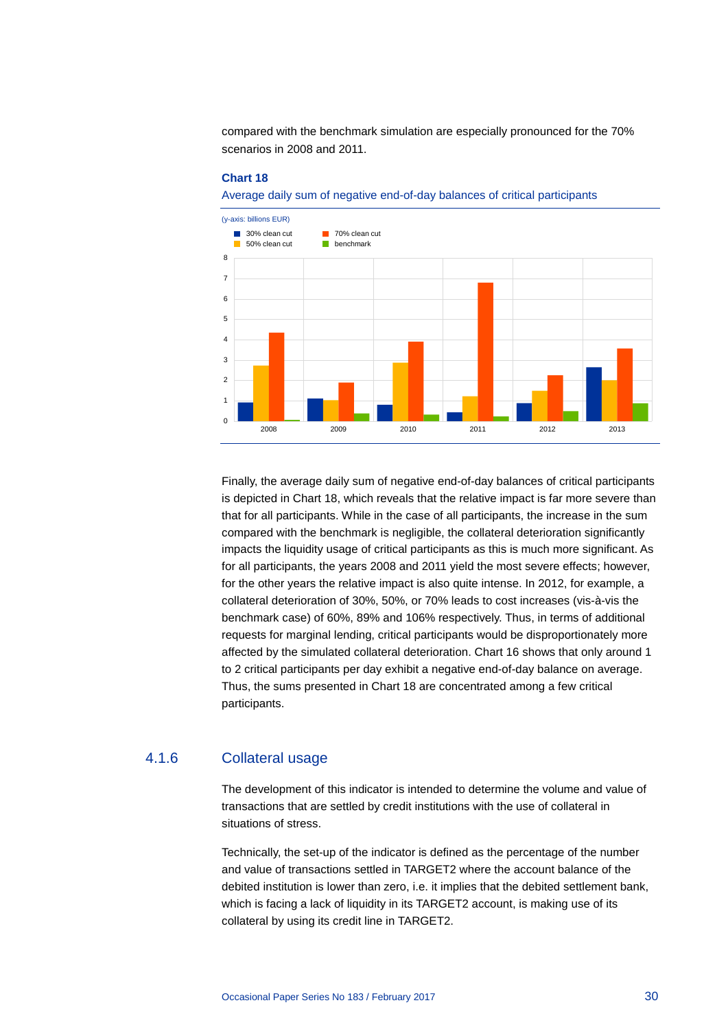compared with the benchmark simulation are especially pronounced for the 70% scenarios in 2008 and 2011.

**Chart 18**

Average daily sum of negative end-of-day balances of critical participants

(y-axis: billions EUR)

Finally, the average daily sum of negative end-of-day balances of critical participants is depicted in Chart 18, which reveals that the relative impact is far more severe than that for all participants. While in the case of all participants, the increase in the sum compared with the benchmark is negligible, the collateral deterioration significantly impacts the liquidity usage of critical participants as this is much more significant. As for all participants, the years 2008 and 2011 yield the most severe effects; however, for the other years the relative impact is also quite intense. In 2012, for example, a collateral deterioration of 30%, 50%, or 70% leads to cost increases (vis-à-vis the benchmark case) of 60%, 89% and 106% respectively. Thus, in terms of additional requests for marginal lending, critical participants would be disproportionately more affected by the simulated collateral deterioration. Chart 16 shows that only around 1 to 2 critical participants per day exhibit a negative end-of-day balance on average. Thus, the sums presented in Chart 18 are concentrated among a few critical participants.

### 4.1.6 Collateral usage

The development of this indicator is intended to determine the volume and value of transactions that are settled by credit institutions with the use of collateral in situations of stress.

Technically, the set-up of the indicator is defined as the percentage of the number and value of transactions settled in TARGET2 where the account balance of the debited institution is lower than zero, i.e. it implies that the debited settlement bank, which is facing a lack of liquidity in its TARGET2 account, is making use of its collateral by using its credit line in TARGET2.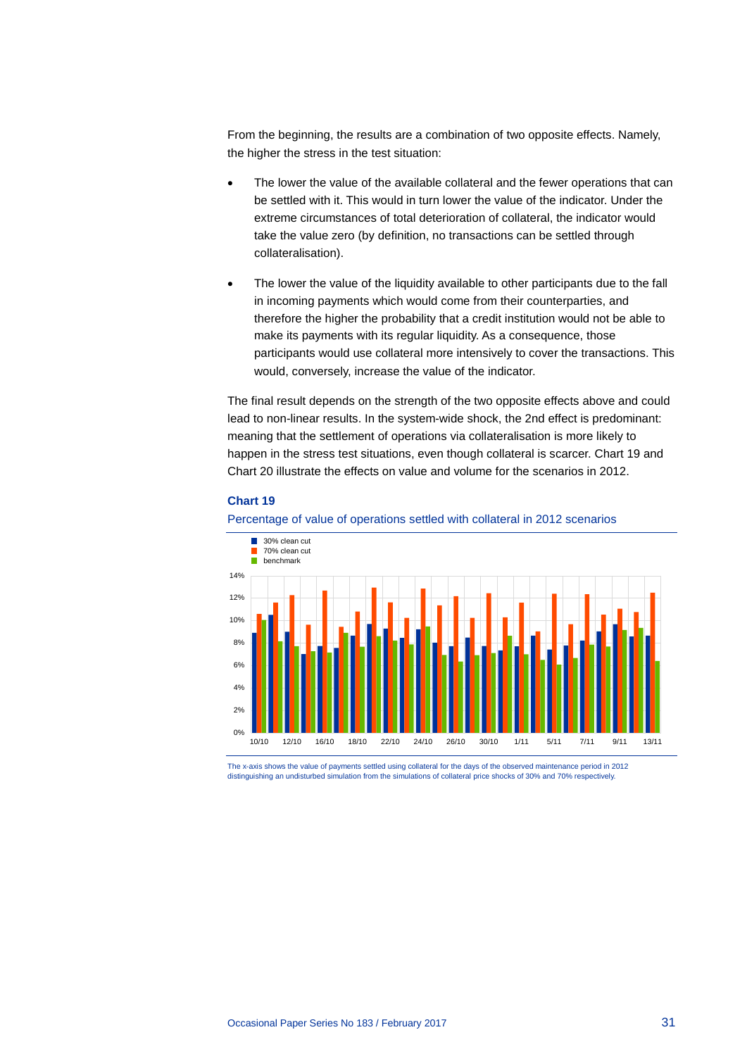From the beginning, the results are a combination of two opposite effects. Namely, the higher the stress in the test situation:

- The lower the value of the available collateral and the fewer operations that can be settled with it. This would in turn lower the value of the indicator. Under the extreme circumstances of total deterioration of collateral, the indicator would take the value zero (by definition, no transactions can be settled through collateralisation).
- The lower the value of the liquidity available to other participants due to the fall in incoming payments which would come from their counterparties, and therefore the higher the probability that a credit institution would not be able to make its payments with its regular liquidity. As a consequence, those participants would use collateral more intensively to cover the transactions. This would, conversely, increase the value of the indicator.

The final result depends on the strength of the two opposite effects above and could lead to non-linear results. In the system-wide shock, the 2nd effect is predominant: meaning that the settlement of operations via collateralisation is more likely to happen in the stress test situations, even though collateral is scarcer. Chart 19 and Chart 20 illustrate the effects on value and volume for the scenarios in 2012.

### Chart 19

Percentage of value of operations settled with collateral in 2012 scenarios

The x-axis shows the value of payments settled using collateral for the days of the observed maintenance period in 2012 distinguishing an undisturbed simulation from the simulations of collateral price shocks of 30% and 70% respectively.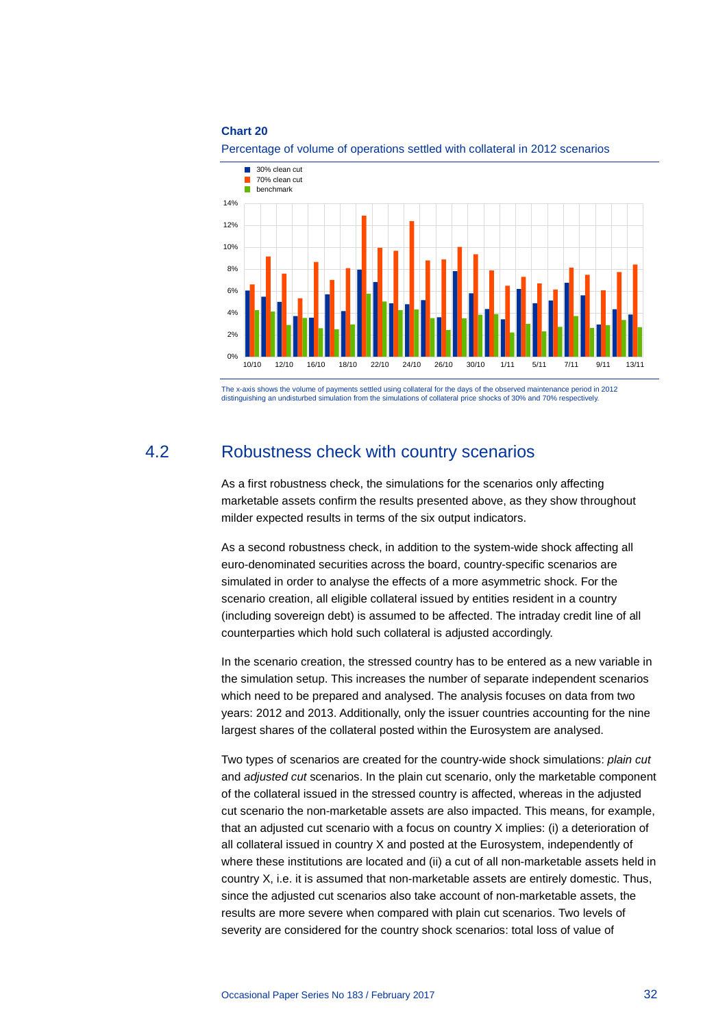**Chart 20**

Percentage of volume of operations settled with collateral in 2012 scenarios

The x-axis shows the volume of payments settled using collateral for the days of the observed maintenance period in 2012 distinguishing an undisturbed simulation from the simulations of collateral price shocks of 30% and 70% respectively.

## 4.2 Robustness check with country scenarios

As a first robustness check, the simulations for the scenarios only affecting marketable assets confirm the results presented above, as they show throughout milder expected results in terms of the six output indicators.

As a second robustness check, in addition to the system-wide shock affecting all euro-denominated securities across the board, country-specific scenarios are simulated in order to analyse the effects of a more asymmetric shock. For the scenario creation, all eligible collateral issued by entities resident in a country (including sovereign debt) is assumed to be affected. The intraday credit line of all counterparties which hold such collateral is adjusted accordingly.

In the scenario creation, the stressed country has to be entered as a new variable in the simulation setup. This increases the number of separate independent scenarios which need to be prepared and analysed. The analysis focuses on data from two years: 2012 and 2013. Additionally, only the issuer countries accounting for the nine largest shares of the collateral posted within the Eurosystem are analysed.

Two types of scenarios are created for the country-wide shock simulations: *plain cut* and *adjusted cut* scenarios. In the plain cut scenario, only the marketable component of the collateral issued in the stressed country is affected, whereas in the adjusted cut scenario the non-marketable assets are also impacted. This means, for example, that an adjusted cut scenario with a focus on country X implies: (i) a deterioration of all collateral issued in country X and posted at the Eurosystem, independently of where these institutions are located and (ii) a cut of all non-marketable assets held in country X, i.e. it is assumed that non-marketable assets are entirely domestic. Thus, since the adjusted cut scenarios also take account of non-marketable assets, the results are more severe when compared with plain cut scenarios. Two levels of severity are considered for the country shock scenarios: total loss of value of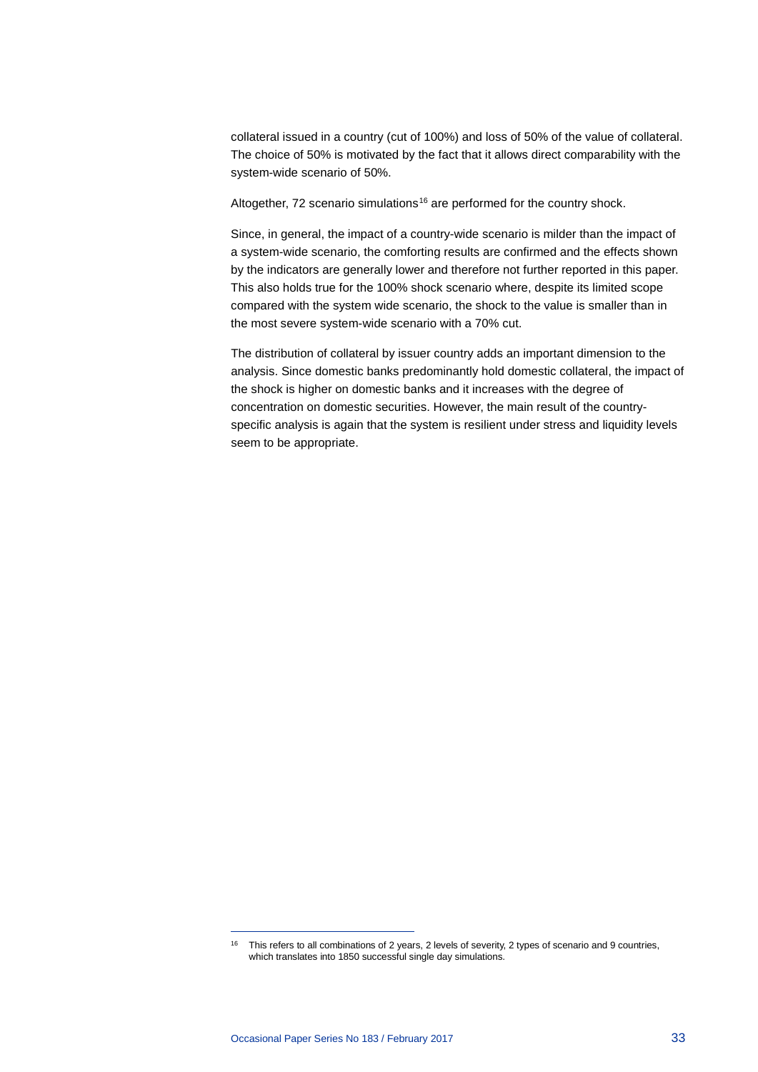collateral issued in a country (cut of 100%) and loss of 50% of the value of collateral. The choice of 50% is motivated by the fact that it allows direct comparability with the system-wide scenario of 50%.

Altogether, 72 scenario simulations[16] are performed for the country shock.

Since, in general, the impact of a country-wide scenario is milder than the impact of a system-wide scenario, the comforting results are confirmed and the effects shown by the indicators are generally lower and therefore not further reported in this paper. This also holds true for the 100% shock scenario where, despite its limited scope compared with the system wide scenario, the shock to the value is smaller than in the most severe system-wide scenario with a 70% cut.

The distribution of collateral by issuer country adds an important dimension to the analysis. Since domestic banks predominantly hold domestic collateral, the impact of the shock is higher on domestic banks and it increases with the degree of concentration on domestic securities. However, the main result of the country-specific analysis is again that the system is resilient under stress and liquidity levels seem to be appropriate.

---

[16] This refers to all combinations of 2 years, 2 levels of severity, 2 types of scenario and 9 countries, which translates into 1850 successful single day simulations.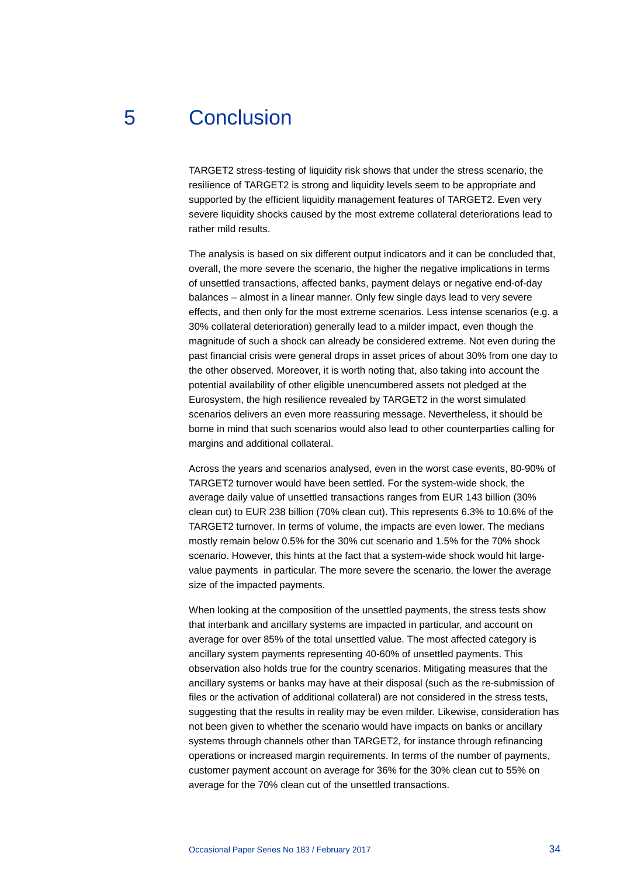# 5 Conclusion

TARGET2 stress-testing of liquidity risk shows that under the stress scenario, the resilience of TARGET2 is strong and liquidity levels seem to be appropriate and supported by the efficient liquidity management features of TARGET2. Even very severe liquidity shocks caused by the most extreme collateral deteriorations lead to rather mild results.

The analysis is based on six different output indicators and it can be concluded that, overall, the more severe the scenario, the higher the negative implications in terms of unsettled transactions, affected banks, payment delays or negative end-of-day balances – almost in a linear manner. Only few single days lead to very severe effects, and then only for the most extreme scenarios. Less intense scenarios (e.g. a 30% collateral deterioration) generally lead to a milder impact, even though the magnitude of such a shock can already be considered extreme. Not even during the past financial crisis were general drops in asset prices of about 30% from one day to the other observed. Moreover, it is worth noting that, also taking into account the potential availability of other eligible unencumbered assets not pledged at the Eurosystem, the high resilience revealed by TARGET2 in the worst simulated scenarios delivers an even more reassuring message. Nevertheless, it should be borne in mind that such scenarios would also lead to other counterparties calling for margins and additional collateral.

Across the years and scenarios analysed, even in the worst case events, 80-90% of TARGET2 turnover would have been settled. For the system-wide shock, the average daily value of unsettled transactions ranges from EUR 143 billion (30% clean cut) to EUR 238 billion (70% clean cut). This represents 6.3% to 10.6% of the TARGET2 turnover. In terms of volume, the impacts are even lower. The medians mostly remain below 0.5% for the 30% cut scenario and 1.5% for the 70% shock scenario. However, this hints at the fact that a system-wide shock would hit large-value payments in particular. The more severe the scenario, the lower the average size of the impacted payments.

When looking at the composition of the unsettled payments, the stress tests show that interbank and ancillary systems are impacted in particular, and account on average for over 85% of the total unsettled value. The most affected category is ancillary system payments representing 40-60% of unsettled payments. This observation also holds true for the country scenarios. Mitigating measures that the ancillary systems or banks may have at their disposal (such as the re-submission of files or the activation of additional collateral) are not considered in the stress tests, suggesting that the results in reality may be even milder. Likewise, consideration has not been given to whether the scenario would have impacts on banks or ancillary systems through channels other than TARGET2, for instance through refinancing operations or increased margin requirements. In terms of the number of payments, customer payment account on average for 36% for the 30% clean cut to 55% on average for the 70% clean cut of the unsettled transactions.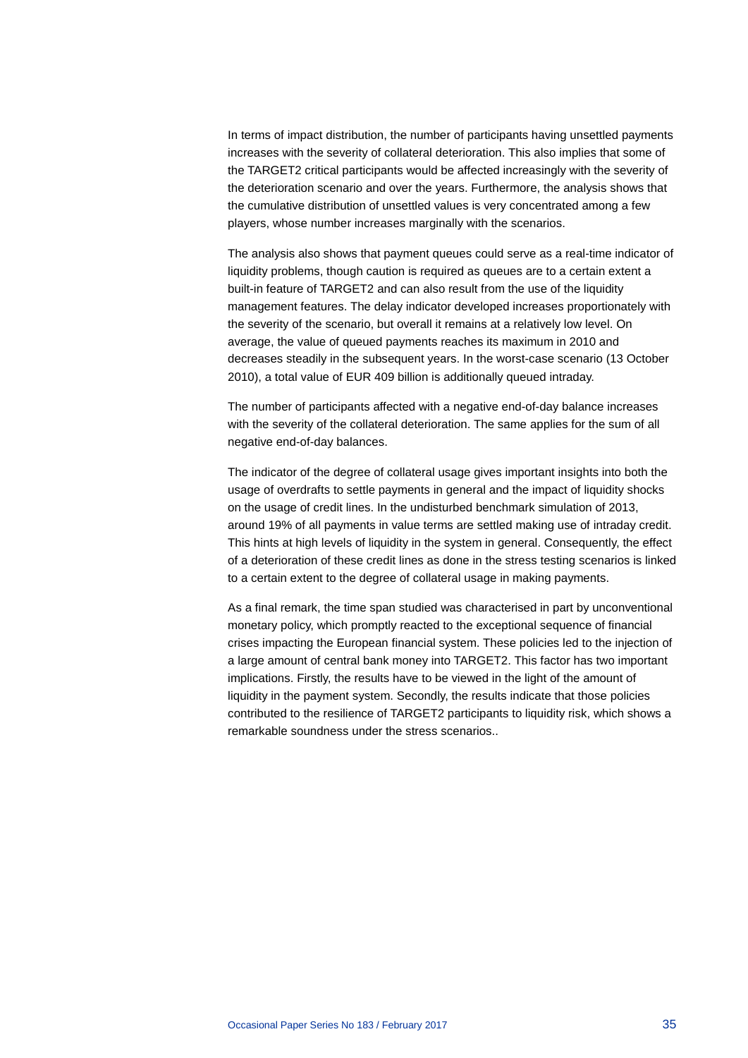In terms of impact distribution, the number of participants having unsettled payments increases with the severity of collateral deterioration. This also implies that some of the TARGET2 critical participants would be affected increasingly with the severity of the deterioration scenario and over the years. Furthermore, the analysis shows that the cumulative distribution of unsettled values is very concentrated among a few players, whose number increases marginally with the scenarios.

The analysis also shows that payment queues could serve as a real-time indicator of liquidity problems, though caution is required as queues are to a certain extent a built-in feature of TARGET2 and can also result from the use of the liquidity management features. The delay indicator developed increases proportionately with the severity of the scenario, but overall it remains at a relatively low level. On average, the value of queued payments reaches its maximum in 2010 and decreases steadily in the subsequent years. In the worst-case scenario (13 October 2010), a total value of EUR 409 billion is additionally queued intraday.

The number of participants affected with a negative end-of-day balance increases with the severity of the collateral deterioration. The same applies for the sum of all negative end-of-day balances.

The indicator of the degree of collateral usage gives important insights into both the usage of overdrafts to settle payments in general and the impact of liquidity shocks on the usage of credit lines. In the undisturbed benchmark simulation of 2013, around 19% of all payments in value terms are settled making use of intraday credit. This hints at high levels of liquidity in the system in general. Consequently, the effect of a deterioration of these credit lines as done in the stress testing scenarios is linked to a certain extent to the degree of collateral usage in making payments.

As a final remark, the time span studied was characterised in part by unconventional monetary policy, which promptly reacted to the exceptional sequence of financial crises impacting the European financial system. These policies led to the injection of a large amount of central bank money into TARGET2. This factor has two important implications. Firstly, the results have to be viewed in the light of the amount of liquidity in the payment system. Secondly, the results indicate that those policies contributed to the resilience of TARGET2 participants to liquidity risk, which shows a remarkable soundness under the stress scenarios..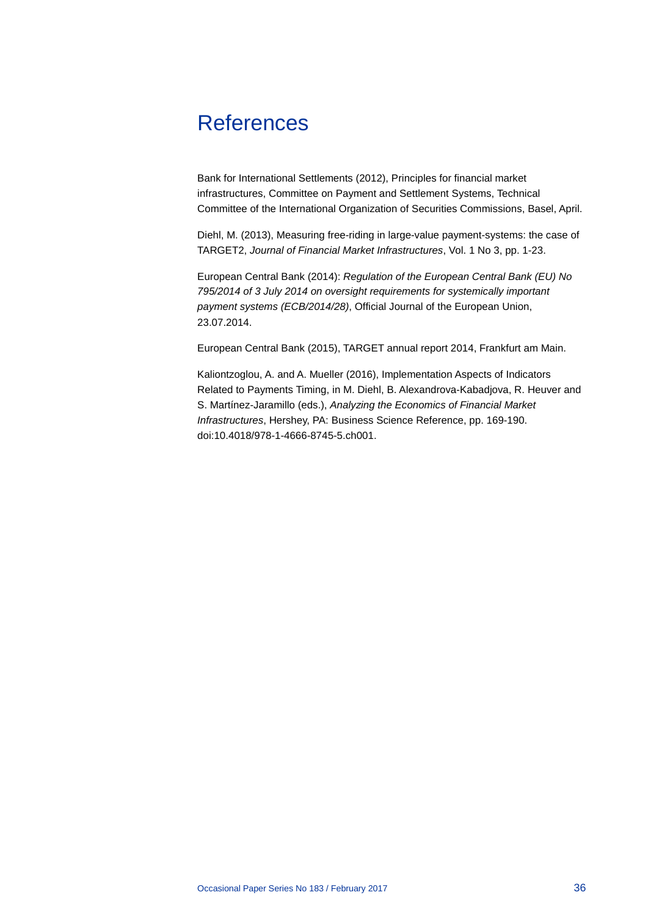# References

Bank for International Settlements (2012), Principles for financial market infrastructures, Committee on Payment and Settlement Systems, Technical Committee of the International Organization of Securities Commissions, Basel, April.

Diehl, M. (2013), Measuring free-riding in large-value payment-systems: the case of TARGET2, *Journal of Financial Market Infrastructures*, Vol. 1 No 3, pp. 1-23.

European Central Bank (2014): *Regulation of the European Central Bank (EU) No 795/2014 of 3 July 2014 on oversight requirements for systemically important payment systems (ECB/2014/28)*, Official Journal of the European Union, 23.07.2014.

European Central Bank (2015), TARGET annual report 2014, Frankfurt am Main.

Kaliontzoglou, A. and A. Mueller (2016), Implementation Aspects of Indicators Related to Payments Timing, in M. Diehl, B. Alexandrova-Kabadjova, R. Heuver and S. Martínez-Jaramillo (eds.), *Analyzing the Economics of Financial Market Infrastructures*, Hershey, PA: Business Science Reference, pp. 169-190. doi:10.4018/978-1-4666-8745-5.ch001.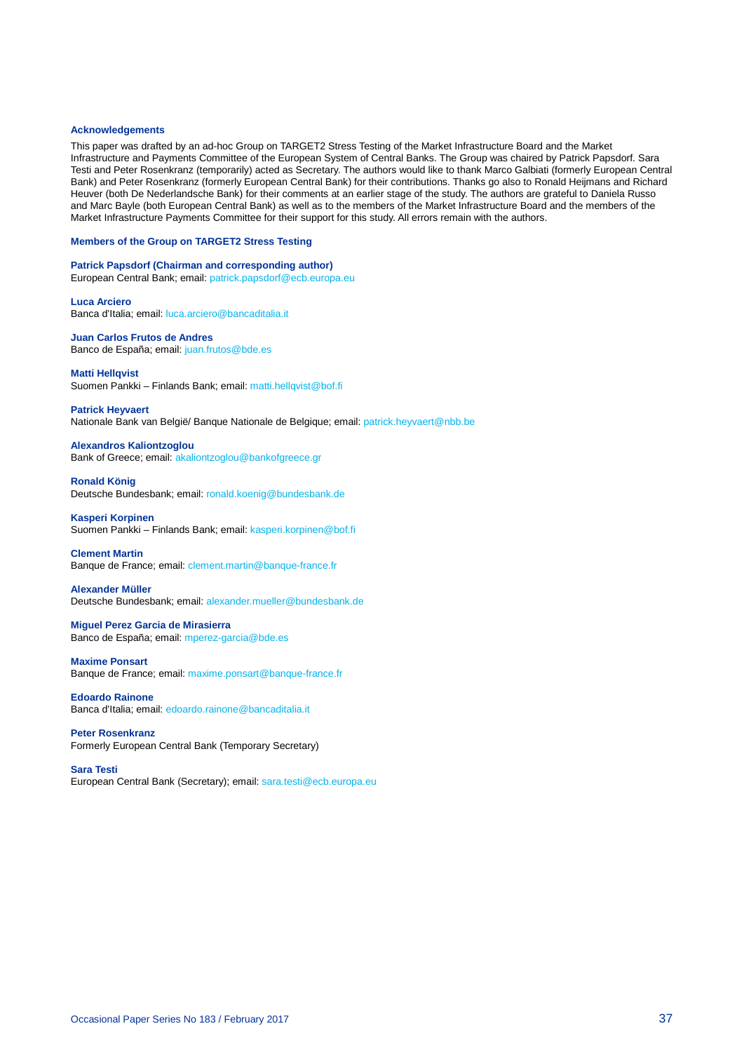### Acknowledgements

This paper was drafted by an ad-hoc Group on TARGET2 Stress Testing of the Market Infrastructure Board and the Market Infrastructure and Payments Committee of the European System of Central Banks. The Group was chaired by Patrick Papsdorf. Sara Testi and Peter Rosenkranz (temporarily) acted as Secretary. The authors would like to thank Marco Galbiati (formerly European Central Bank) and Peter Rosenkranz (formerly European Central Bank) for their contributions. Thanks go also to Ronald Heijmans and Richard Heuver (both De Nederlandsche Bank) for their comments at an earlier stage of the study. The authors are grateful to Daniela Russo and Marc Bayle (both European Central Bank) as well as to the members of the Market Infrastructure Board and the members of the Market Infrastructure Payments Committee for their support for this study. All errors remain with the authors.

### Members of the Group on TARGET2 Stress Testing

**Patrick Papsdorf (Chairman and corresponding author)**
European Central Bank; email: patrick.papsdorf@ecb.europa.eu

**Luca Arciero**
Banca d'Italia; email: luca.arciero@bancaditalia.it

**Juan Carlos Frutos de Andres**
Banco de España; email: juan.frutos@bde.es

**Matti Hellqvist**
Suomen Pankki – Finlands Bank; email: matti.hellqvist@bof.fi

**Patrick Heyvaert**
Nationale Bank van België/ Banque Nationale de Belgique; email: patrick.heyvaert@nbb.be

**Alexandros Kaliontzoglou**
Bank of Greece; email: akaliontzoglou@bankofgreece.gr

**Ronald König**
Deutsche Bundesbank; email: ronald.koenig@bundesbank.de

**Kasperi Korpinen**
Suomen Pankki – Finlands Bank; email: kasperi.korpinen@bof.fi

**Clement Martin**
Banque de France; email: clement.martin@banque-france.fr

**Alexander Müller**
Deutsche Bundesbank; email: alexander.mueller@bundesbank.de

**Miguel Perez Garcia de Mirasierra**
Banco de España; email: mperez-garcia@bde.es

**Maxime Ponsart**
Banque de France; email: maxime.ponsart@banque-france.fr

**Edoardo Rainone**
Banca d'Italia; email: edoardo.rainone@bancaditalia.it

**Peter Rosenkranz**
Formerly European Central Bank (Temporary Secretary)

**Sara Testi**
European Central Bank (Secretary); email: sara.testi@ecb.europa.eu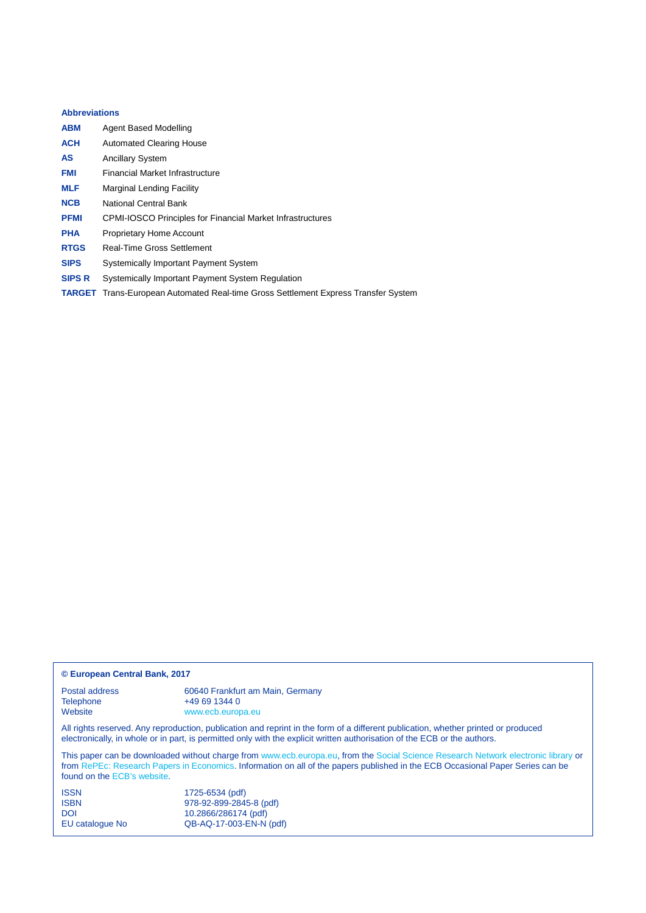## Abbreviations

| | |
|---|---|
| **ABM** | Agent Based Modelling |
| **ACH** | Automated Clearing House |
| **AS** | Ancillary System |
| **FMI** | Financial Market Infrastructure |
| **MLF** | Marginal Lending Facility |
| **NCB** | National Central Bank |
| **PFMI** | CPMI-IOSCO Principles for Financial Market Infrastructures |
| **PHA** | Proprietary Home Account |
| **RTGS** | Real-Time Gross Settlement |
| **SIPS** | Systemically Important Payment System |
| **SIPS R** | Systemically Important Payment System Regulation |
| **TARGET** | Trans-European Automated Real-time Gross Settlement Express Transfer System |

**© European Central Bank, 2017**

| | |
|---|---|
| Postal address | 60640 Frankfurt am Main, Germany |
| Telephone | +49 69 1344 0 |
| Website | www.ecb.europa.eu |

All rights reserved. Any reproduction, publication and reprint in the form of a different publication, whether printed or produced electronically, in whole or in part, is permitted only with the explicit written authorisation of the ECB or the authors.

This paper can be downloaded without charge from www.ecb.europa.eu, from the Social Science Research Network electronic library or from RePEc: Research Papers in Economics. Information on all of the papers published in the ECB Occasional Paper Series can be found on the ECB's website.

| | |
|---|---|
| ISSN | 1725-6534 (pdf) |
| ISBN | 978-92-899-2845-8 (pdf) |
| DOI | 10.2866/286174 (pdf) |
| EU catalogue No | QB-AQ-17-003-EN-N (pdf) |